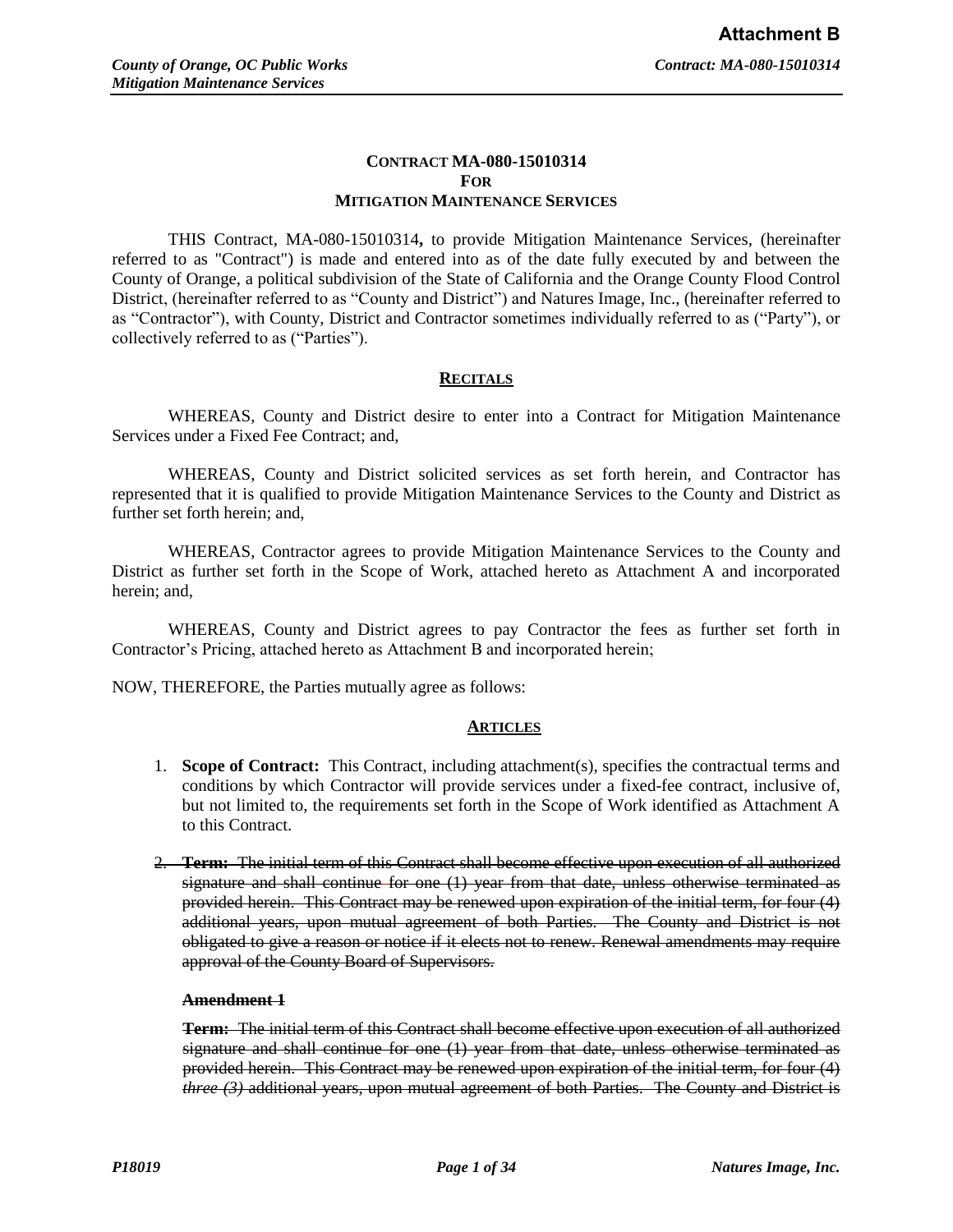**Attachment B**

**CONTRACT MA-080-15010314**
**FOR**
**MITIGATION MAINTENANCE SERVICES**

THIS Contract, MA-080-15010314**,** to provide Mitigation Maintenance Services, (hereinafter referred to as "Contract") is made and entered into as of the date fully executed by and between the County of Orange, a political subdivision of the State of California and the Orange County Flood Control District, (hereinafter referred to as "County and District") and Natures Image, Inc., (hereinafter referred to as "Contractor"), with County, District and Contractor sometimes individually referred to as ("Party"), or collectively referred to as ("Parties").

**RECITALS**

WHEREAS, County and District desire to enter into a Contract for Mitigation Maintenance Services under a Fixed Fee Contract; and,

WHEREAS, County and District solicited services as set forth herein, and Contractor has represented that it is qualified to provide Mitigation Maintenance Services to the County and District as further set forth herein; and,

WHEREAS, Contractor agrees to provide Mitigation Maintenance Services to the County and District as further set forth in the Scope of Work, attached hereto as Attachment A and incorporated herein; and,

WHEREAS, County and District agrees to pay Contractor the fees as further set forth in Contractor's Pricing, attached hereto as Attachment B and incorporated herein;

NOW, THEREFORE, the Parties mutually agree as follows:

**ARTICLES**

1. **Scope of Contract:** This Contract, including attachment(s), specifies the contractual terms and conditions by which Contractor will provide services under a fixed-fee contract, inclusive of, but not limited to, the requirements set forth in the Scope of Work identified as Attachment A to this Contract.

2. ~~**Term:** The initial term of this Contract shall become effective upon execution of all authorized signature and shall continue for one (1) year from that date, unless otherwise terminated as provided herein. This Contract may be renewed upon expiration of the initial term, for four (4) additional years, upon mutual agreement of both Parties. The County and District is not obligated to give a reason or notice if it elects not to renew. Renewal amendments may require approval of the County Board of Supervisors.~~

   ~~**Amendment 1**~~

   ~~**Term:** The initial term of this Contract shall become effective upon execution of all authorized signature and shall continue for one (1) year from that date, unless otherwise terminated as provided herein. This Contract may be renewed upon expiration of the initial term, for four (4) *three (3)* additional years, upon mutual agreement of both Parties. The County and District is~~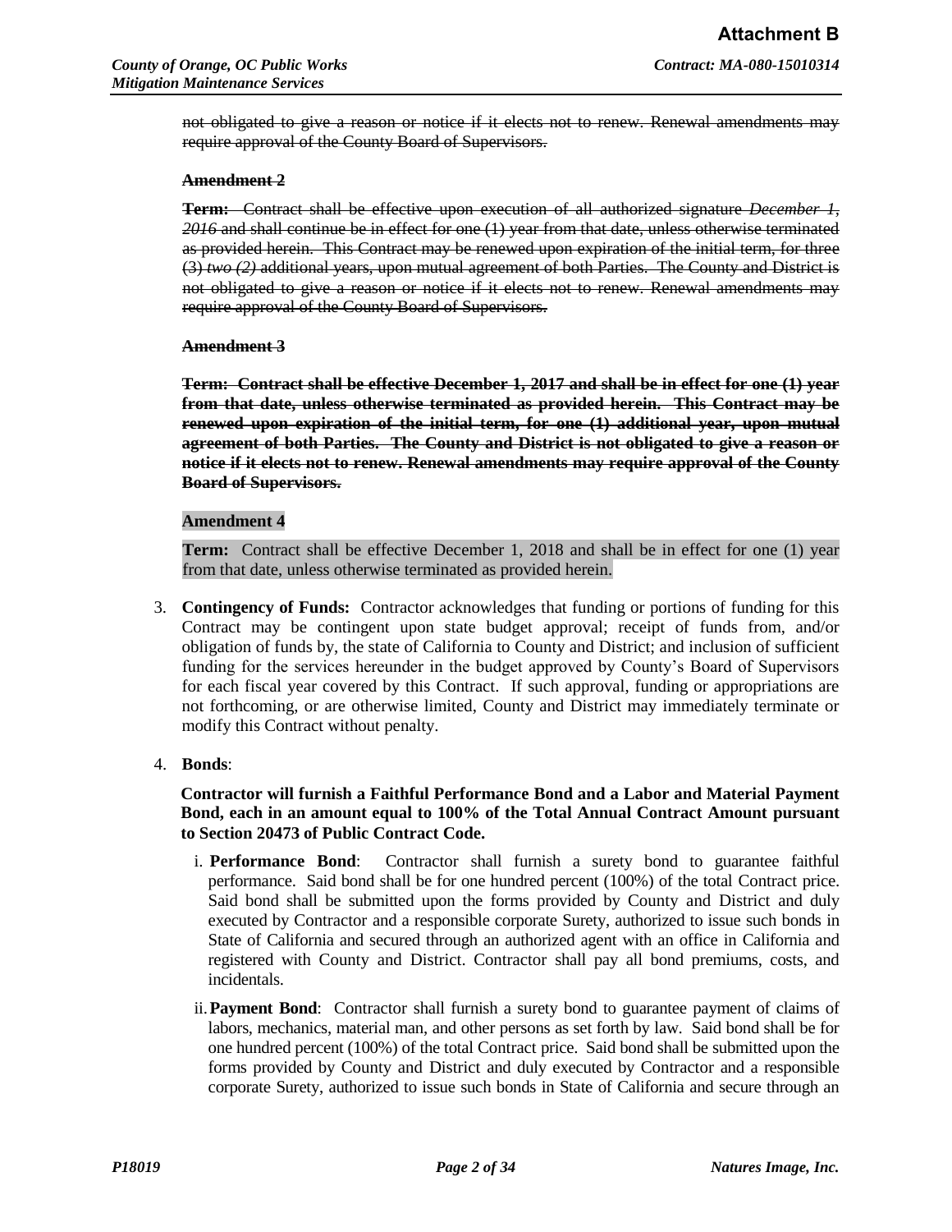~~not obligated to give a reason or notice if it elects not to renew. Renewal amendments may require approval of the County Board of Supervisors.~~

**~~Amendment 2~~**

~~**Term:** Contract shall be effective upon execution of all authorized signature *December 1, 2016* and shall continue be in effect for one (1) year from that date, unless otherwise terminated as provided herein. This Contract may be renewed upon expiration of the initial term, for three (3) *two (2)* additional years, upon mutual agreement of both Parties. The County and District is not obligated to give a reason or notice if it elects not to renew. Renewal amendments may require approval of the County Board of Supervisors.~~

**~~Amendment 3~~**

**~~Term: Contract shall be effective December 1, 2017 and shall be in effect for one (1) year from that date, unless otherwise terminated as provided herein. This Contract may be renewed upon expiration of the initial term, for one (1) additional year, upon mutual agreement of both Parties. The County and District is not obligated to give a reason or notice if it elects not to renew. Renewal amendments may require approval of the County Board of Supervisors.~~**

**Amendment 4**

**Term:** Contract shall be effective December 1, 2018 and shall be in effect for one (1) year from that date, unless otherwise terminated as provided herein.

3. **Contingency of Funds:** Contractor acknowledges that funding or portions of funding for this Contract may be contingent upon state budget approval; receipt of funds from, and/or obligation of funds by, the state of California to County and District; and inclusion of sufficient funding for the services hereunder in the budget approved by County's Board of Supervisors for each fiscal year covered by this Contract. If such approval, funding or appropriations are not forthcoming, or are otherwise limited, County and District may immediately terminate or modify this Contract without penalty.

4. **Bonds**:

   **Contractor will furnish a Faithful Performance Bond and a Labor and Material Payment Bond, each in an amount equal to 100% of the Total Annual Contract Amount pursuant to Section 20473 of Public Contract Code.**

   i. **Performance Bond**: Contractor shall furnish a surety bond to guarantee faithful performance. Said bond shall be for one hundred percent (100%) of the total Contract price. Said bond shall be submitted upon the forms provided by County and District and duly executed by Contractor and a responsible corporate Surety, authorized to issue such bonds in State of California and secured through an authorized agent with an office in California and registered with County and District. Contractor shall pay all bond premiums, costs, and incidentals.

   ii. **Payment Bond**: Contractor shall furnish a surety bond to guarantee payment of claims of labors, mechanics, material man, and other persons as set forth by law. Said bond shall be for one hundred percent (100%) of the total Contract price. Said bond shall be submitted upon the forms provided by County and District and duly executed by Contractor and a responsible corporate Surety, authorized to issue such bonds in State of California and secure through an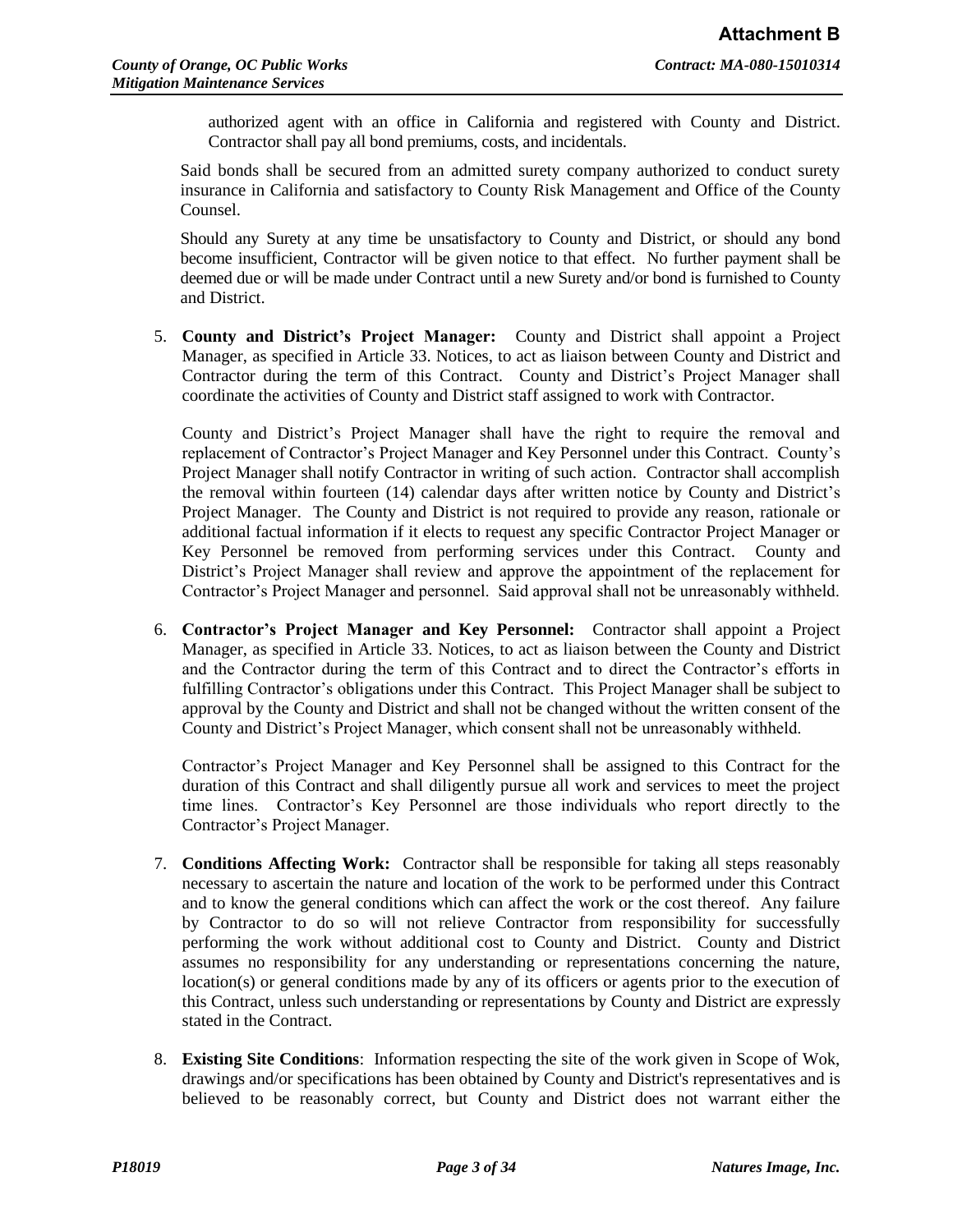authorized agent with an office in California and registered with County and District. Contractor shall pay all bond premiums, costs, and incidentals.

Said bonds shall be secured from an admitted surety company authorized to conduct surety insurance in California and satisfactory to County Risk Management and Office of the County Counsel.

Should any Surety at any time be unsatisfactory to County and District, or should any bond become insufficient, Contractor will be given notice to that effect. No further payment shall be deemed due or will be made under Contract until a new Surety and/or bond is furnished to County and District.

5. **County and District's Project Manager:** County and District shall appoint a Project Manager, as specified in Article 33. Notices, to act as liaison between County and District and Contractor during the term of this Contract. County and District's Project Manager shall coordinate the activities of County and District staff assigned to work with Contractor.

   County and District's Project Manager shall have the right to require the removal and replacement of Contractor's Project Manager and Key Personnel under this Contract. County's Project Manager shall notify Contractor in writing of such action. Contractor shall accomplish the removal within fourteen (14) calendar days after written notice by County and District's Project Manager. The County and District is not required to provide any reason, rationale or additional factual information if it elects to request any specific Contractor Project Manager or Key Personnel be removed from performing services under this Contract. County and District's Project Manager shall review and approve the appointment of the replacement for Contractor's Project Manager and personnel. Said approval shall not be unreasonably withheld.

6. **Contractor's Project Manager and Key Personnel:** Contractor shall appoint a Project Manager, as specified in Article 33. Notices, to act as liaison between the County and District and the Contractor during the term of this Contract and to direct the Contractor's efforts in fulfilling Contractor's obligations under this Contract. This Project Manager shall be subject to approval by the County and District and shall not be changed without the written consent of the County and District's Project Manager, which consent shall not be unreasonably withheld.

   Contractor's Project Manager and Key Personnel shall be assigned to this Contract for the duration of this Contract and shall diligently pursue all work and services to meet the project time lines. Contractor's Key Personnel are those individuals who report directly to the Contractor's Project Manager.

7. **Conditions Affecting Work:** Contractor shall be responsible for taking all steps reasonably necessary to ascertain the nature and location of the work to be performed under this Contract and to know the general conditions which can affect the work or the cost thereof. Any failure by Contractor to do so will not relieve Contractor from responsibility for successfully performing the work without additional cost to County and District. County and District assumes no responsibility for any understanding or representations concerning the nature, location(s) or general conditions made by any of its officers or agents prior to the execution of this Contract, unless such understanding or representations by County and District are expressly stated in the Contract.

8. **Existing Site Conditions**: Information respecting the site of the work given in Scope of Wok, drawings and/or specifications has been obtained by County and District's representatives and is believed to be reasonably correct, but County and District does not warrant either the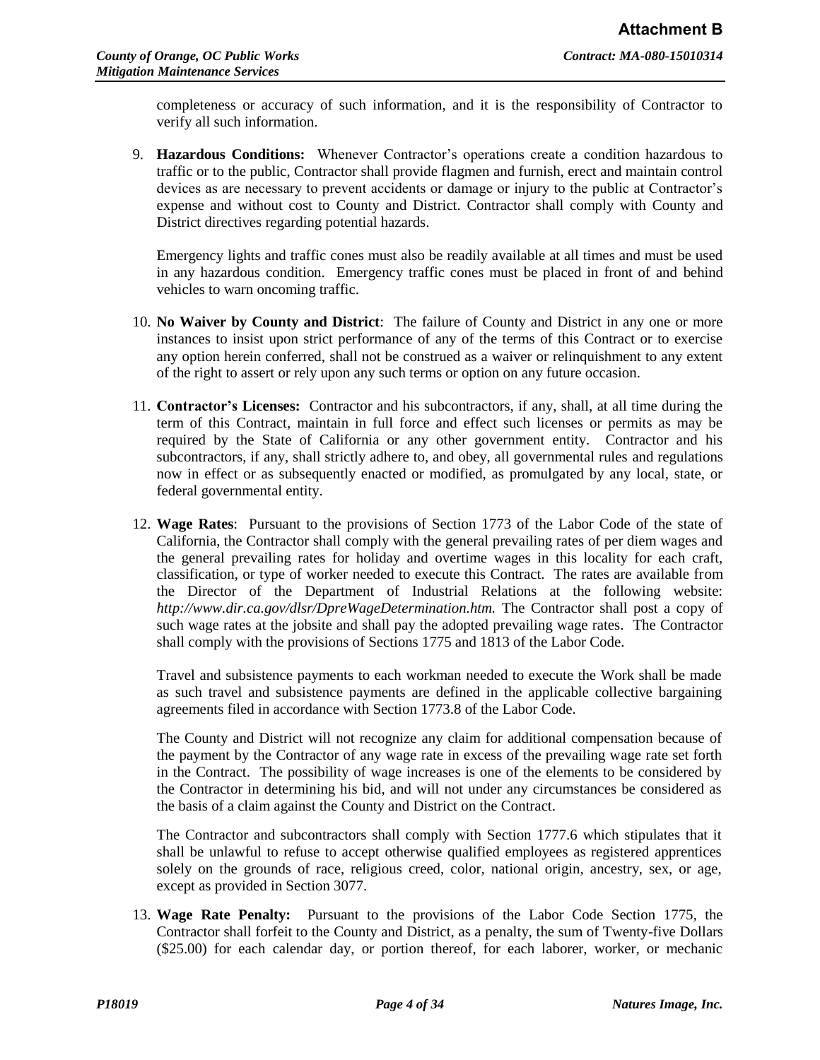completeness or accuracy of such information, and it is the responsibility of Contractor to verify all such information.

9. **Hazardous Conditions:** Whenever Contractor's operations create a condition hazardous to traffic or to the public, Contractor shall provide flagmen and furnish, erect and maintain control devices as are necessary to prevent accidents or damage or injury to the public at Contractor's expense and without cost to County and District. Contractor shall comply with County and District directives regarding potential hazards.

   Emergency lights and traffic cones must also be readily available at all times and must be used in any hazardous condition. Emergency traffic cones must be placed in front of and behind vehicles to warn oncoming traffic.

10. **No Waiver by County and District**: The failure of County and District in any one or more instances to insist upon strict performance of any of the terms of this Contract or to exercise any option herein conferred, shall not be construed as a waiver or relinquishment to any extent of the right to assert or rely upon any such terms or option on any future occasion.

11. **Contractor's Licenses:** Contractor and his subcontractors, if any, shall, at all time during the term of this Contract, maintain in full force and effect such licenses or permits as may be required by the State of California or any other government entity. Contractor and his subcontractors, if any, shall strictly adhere to, and obey, all governmental rules and regulations now in effect or as subsequently enacted or modified, as promulgated by any local, state, or federal governmental entity.

12. **Wage Rates**: Pursuant to the provisions of Section 1773 of the Labor Code of the state of California, the Contractor shall comply with the general prevailing rates of per diem wages and the general prevailing rates for holiday and overtime wages in this locality for each craft, classification, or type of worker needed to execute this Contract. The rates are available from the Director of the Department of Industrial Relations at the following website: *http://www.dir.ca.gov/dlsr/DpreWageDetermination.htm.* The Contractor shall post a copy of such wage rates at the jobsite and shall pay the adopted prevailing wage rates. The Contractor shall comply with the provisions of Sections 1775 and 1813 of the Labor Code.

    Travel and subsistence payments to each workman needed to execute the Work shall be made as such travel and subsistence payments are defined in the applicable collective bargaining agreements filed in accordance with Section 1773.8 of the Labor Code.

    The County and District will not recognize any claim for additional compensation because of the payment by the Contractor of any wage rate in excess of the prevailing wage rate set forth in the Contract. The possibility of wage increases is one of the elements to be considered by the Contractor in determining his bid, and will not under any circumstances be considered as the basis of a claim against the County and District on the Contract.

    The Contractor and subcontractors shall comply with Section 1777.6 which stipulates that it shall be unlawful to refuse to accept otherwise qualified employees as registered apprentices solely on the grounds of race, religious creed, color, national origin, ancestry, sex, or age, except as provided in Section 3077.

13. **Wage Rate Penalty:** Pursuant to the provisions of the Labor Code Section 1775, the Contractor shall forfeit to the County and District, as a penalty, the sum of Twenty-five Dollars ($25.00) for each calendar day, or portion thereof, for each laborer, worker, or mechanic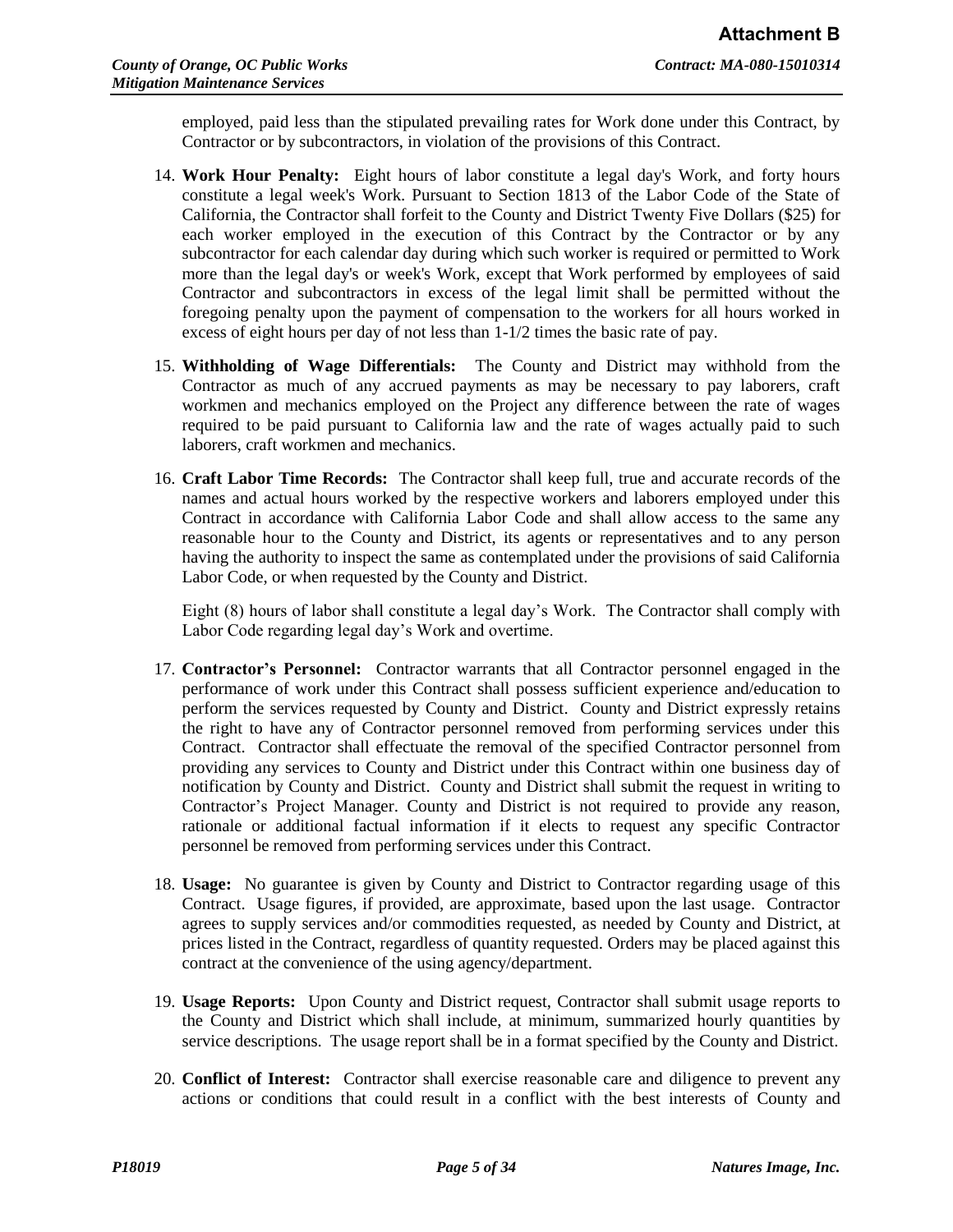employed, paid less than the stipulated prevailing rates for Work done under this Contract, by Contractor or by subcontractors, in violation of the provisions of this Contract.

14. **Work Hour Penalty:** Eight hours of labor constitute a legal day's Work, and forty hours constitute a legal week's Work. Pursuant to Section 1813 of the Labor Code of the State of California, the Contractor shall forfeit to the County and District Twenty Five Dollars ($25) for each worker employed in the execution of this Contract by the Contractor or by any subcontractor for each calendar day during which such worker is required or permitted to Work more than the legal day's or week's Work, except that Work performed by employees of said Contractor and subcontractors in excess of the legal limit shall be permitted without the foregoing penalty upon the payment of compensation to the workers for all hours worked in excess of eight hours per day of not less than 1-1/2 times the basic rate of pay.

15. **Withholding of Wage Differentials:** The County and District may withhold from the Contractor as much of any accrued payments as may be necessary to pay laborers, craft workmen and mechanics employed on the Project any difference between the rate of wages required to be paid pursuant to California law and the rate of wages actually paid to such laborers, craft workmen and mechanics.

16. **Craft Labor Time Records:** The Contractor shall keep full, true and accurate records of the names and actual hours worked by the respective workers and laborers employed under this Contract in accordance with California Labor Code and shall allow access to the same any reasonable hour to the County and District, its agents or representatives and to any person having the authority to inspect the same as contemplated under the provisions of said California Labor Code, or when requested by the County and District.

    Eight (8) hours of labor shall constitute a legal day's Work. The Contractor shall comply with Labor Code regarding legal day's Work and overtime.

17. **Contractor's Personnel:** Contractor warrants that all Contractor personnel engaged in the performance of work under this Contract shall possess sufficient experience and/education to perform the services requested by County and District. County and District expressly retains the right to have any of Contractor personnel removed from performing services under this Contract. Contractor shall effectuate the removal of the specified Contractor personnel from providing any services to County and District under this Contract within one business day of notification by County and District. County and District shall submit the request in writing to Contractor's Project Manager. County and District is not required to provide any reason, rationale or additional factual information if it elects to request any specific Contractor personnel be removed from performing services under this Contract.

18. **Usage:** No guarantee is given by County and District to Contractor regarding usage of this Contract. Usage figures, if provided, are approximate, based upon the last usage. Contractor agrees to supply services and/or commodities requested, as needed by County and District, at prices listed in the Contract, regardless of quantity requested. Orders may be placed against this contract at the convenience of the using agency/department.

19. **Usage Reports:** Upon County and District request, Contractor shall submit usage reports to the County and District which shall include, at minimum, summarized hourly quantities by service descriptions. The usage report shall be in a format specified by the County and District.

20. **Conflict of Interest:** Contractor shall exercise reasonable care and diligence to prevent any actions or conditions that could result in a conflict with the best interests of County and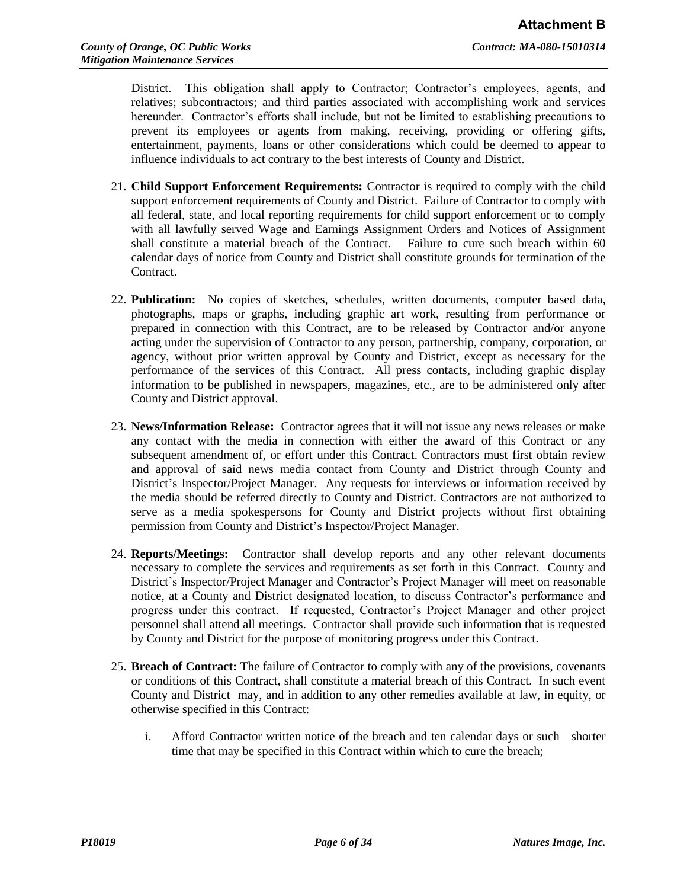District. This obligation shall apply to Contractor; Contractor's employees, agents, and relatives; subcontractors; and third parties associated with accomplishing work and services hereunder. Contractor's efforts shall include, but not be limited to establishing precautions to prevent its employees or agents from making, receiving, providing or offering gifts, entertainment, payments, loans or other considerations which could be deemed to appear to influence individuals to act contrary to the best interests of County and District.

21. **Child Support Enforcement Requirements:** Contractor is required to comply with the child support enforcement requirements of County and District. Failure of Contractor to comply with all federal, state, and local reporting requirements for child support enforcement or to comply with all lawfully served Wage and Earnings Assignment Orders and Notices of Assignment shall constitute a material breach of the Contract. Failure to cure such breach within 60 calendar days of notice from County and District shall constitute grounds for termination of the Contract.

22. **Publication:** No copies of sketches, schedules, written documents, computer based data, photographs, maps or graphs, including graphic art work, resulting from performance or prepared in connection with this Contract, are to be released by Contractor and/or anyone acting under the supervision of Contractor to any person, partnership, company, corporation, or agency, without prior written approval by County and District, except as necessary for the performance of the services of this Contract. All press contacts, including graphic display information to be published in newspapers, magazines, etc., are to be administered only after County and District approval.

23. **News/Information Release:** Contractor agrees that it will not issue any news releases or make any contact with the media in connection with either the award of this Contract or any subsequent amendment of, or effort under this Contract. Contractors must first obtain review and approval of said news media contact from County and District through County and District's Inspector/Project Manager. Any requests for interviews or information received by the media should be referred directly to County and District. Contractors are not authorized to serve as a media spokespersons for County and District projects without first obtaining permission from County and District's Inspector/Project Manager.

24. **Reports/Meetings:** Contractor shall develop reports and any other relevant documents necessary to complete the services and requirements as set forth in this Contract. County and District's Inspector/Project Manager and Contractor's Project Manager will meet on reasonable notice, at a County and District designated location, to discuss Contractor's performance and progress under this contract. If requested, Contractor's Project Manager and other project personnel shall attend all meetings. Contractor shall provide such information that is requested by County and District for the purpose of monitoring progress under this Contract.

25. **Breach of Contract:** The failure of Contractor to comply with any of the provisions, covenants or conditions of this Contract, shall constitute a material breach of this Contract. In such event County and District may, and in addition to any other remedies available at law, in equity, or otherwise specified in this Contract:

    i. Afford Contractor written notice of the breach and ten calendar days or such shorter time that may be specified in this Contract within which to cure the breach;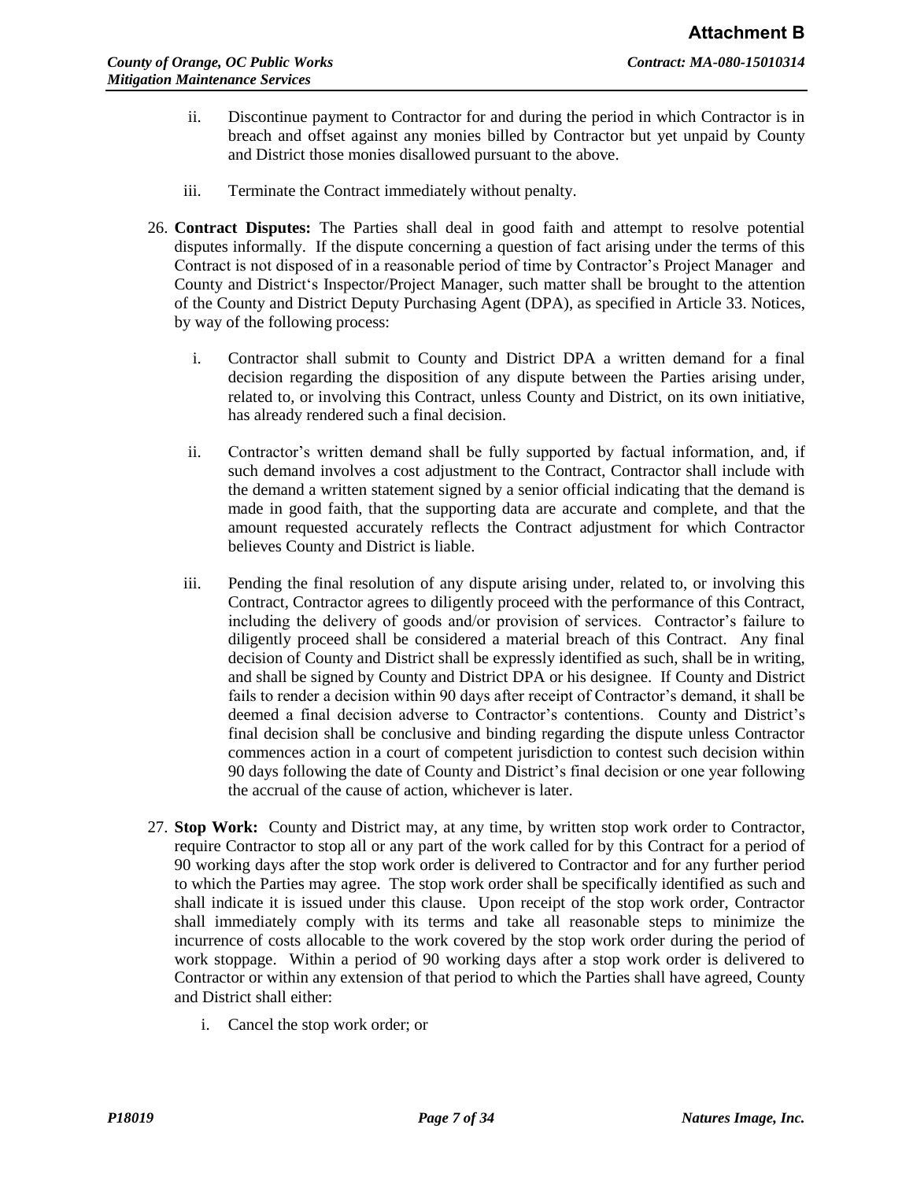ii. Discontinue payment to Contractor for and during the period in which Contractor is in breach and offset against any monies billed by Contractor but yet unpaid by County and District those monies disallowed pursuant to the above.

iii. Terminate the Contract immediately without penalty.

26. **Contract Disputes:** The Parties shall deal in good faith and attempt to resolve potential disputes informally. If the dispute concerning a question of fact arising under the terms of this Contract is not disposed of in a reasonable period of time by Contractor's Project Manager and County and District's Inspector/Project Manager, such matter shall be brought to the attention of the County and District Deputy Purchasing Agent (DPA), as specified in Article 33. Notices, by way of the following process:

    i. Contractor shall submit to County and District DPA a written demand for a final decision regarding the disposition of any dispute between the Parties arising under, related to, or involving this Contract, unless County and District, on its own initiative, has already rendered such a final decision.

    ii. Contractor's written demand shall be fully supported by factual information, and, if such demand involves a cost adjustment to the Contract, Contractor shall include with the demand a written statement signed by a senior official indicating that the demand is made in good faith, that the supporting data are accurate and complete, and that the amount requested accurately reflects the Contract adjustment for which Contractor believes County and District is liable.

    iii. Pending the final resolution of any dispute arising under, related to, or involving this Contract, Contractor agrees to diligently proceed with the performance of this Contract, including the delivery of goods and/or provision of services. Contractor's failure to diligently proceed shall be considered a material breach of this Contract. Any final decision of County and District shall be expressly identified as such, shall be in writing, and shall be signed by County and District DPA or his designee. If County and District fails to render a decision within 90 days after receipt of Contractor's demand, it shall be deemed a final decision adverse to Contractor's contentions. County and District's final decision shall be conclusive and binding regarding the dispute unless Contractor commences action in a court of competent jurisdiction to contest such decision within 90 days following the date of County and District's final decision or one year following the accrual of the cause of action, whichever is later.

27. **Stop Work:** County and District may, at any time, by written stop work order to Contractor, require Contractor to stop all or any part of the work called for by this Contract for a period of 90 working days after the stop work order is delivered to Contractor and for any further period to which the Parties may agree. The stop work order shall be specifically identified as such and shall indicate it is issued under this clause. Upon receipt of the stop work order, Contractor shall immediately comply with its terms and take all reasonable steps to minimize the incurrence of costs allocable to the work covered by the stop work order during the period of work stoppage. Within a period of 90 working days after a stop work order is delivered to Contractor or within any extension of that period to which the Parties shall have agreed, County and District shall either:

    i. Cancel the stop work order; or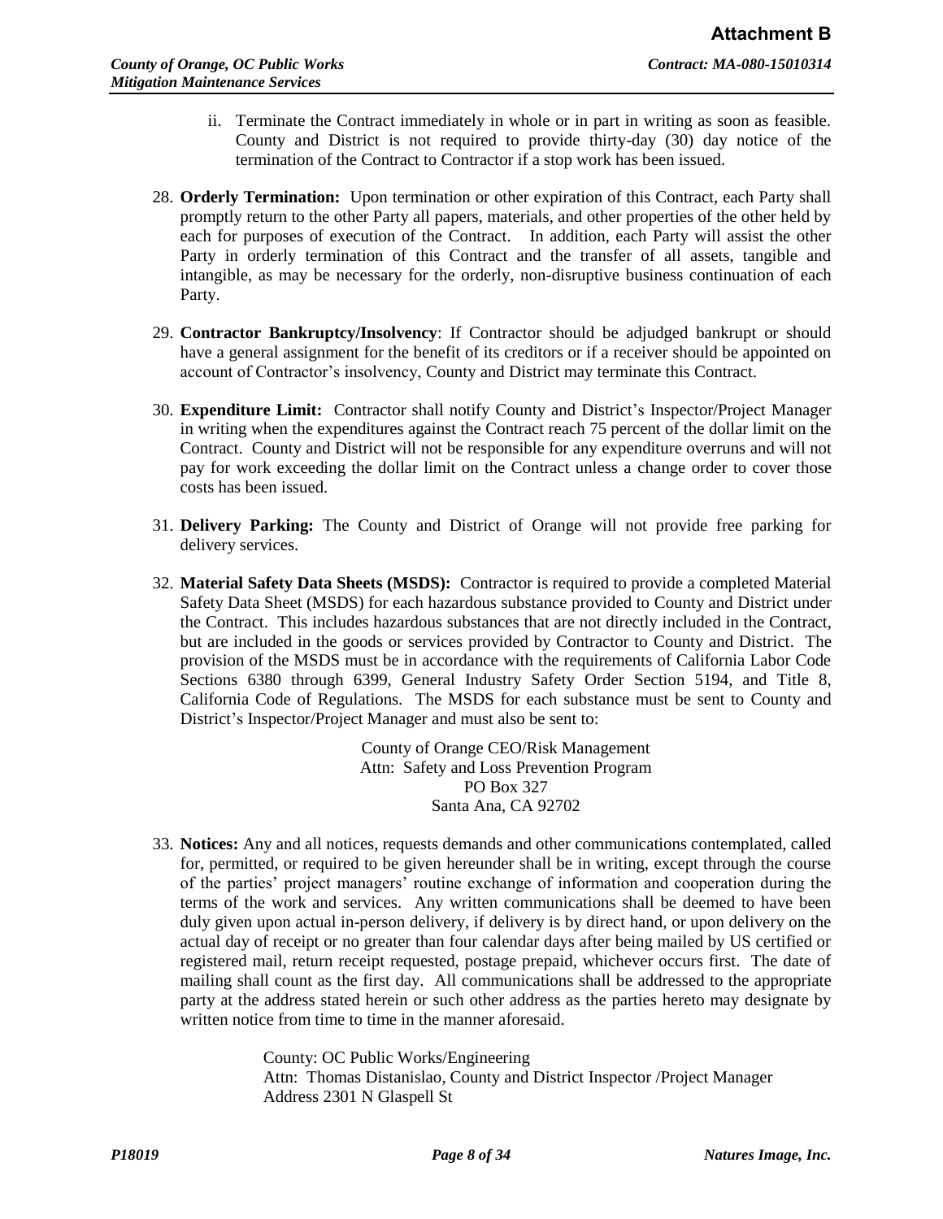ii. Terminate the Contract immediately in whole or in part in writing as soon as feasible. County and District is not required to provide thirty-day (30) day notice of the termination of the Contract to Contractor if a stop work has been issued.

28. **Orderly Termination:** Upon termination or other expiration of this Contract, each Party shall promptly return to the other Party all papers, materials, and other properties of the other held by each for purposes of execution of the Contract. In addition, each Party will assist the other Party in orderly termination of this Contract and the transfer of all assets, tangible and intangible, as may be necessary for the orderly, non-disruptive business continuation of each Party.

29. **Contractor Bankruptcy/Insolvency**: If Contractor should be adjudged bankrupt or should have a general assignment for the benefit of its creditors or if a receiver should be appointed on account of Contractor's insolvency, County and District may terminate this Contract.

30. **Expenditure Limit:** Contractor shall notify County and District's Inspector/Project Manager in writing when the expenditures against the Contract reach 75 percent of the dollar limit on the Contract. County and District will not be responsible for any expenditure overruns and will not pay for work exceeding the dollar limit on the Contract unless a change order to cover those costs has been issued.

31. **Delivery Parking:** The County and District of Orange will not provide free parking for delivery services.

32. **Material Safety Data Sheets (MSDS):** Contractor is required to provide a completed Material Safety Data Sheet (MSDS) for each hazardous substance provided to County and District under the Contract. This includes hazardous substances that are not directly included in the Contract, but are included in the goods or services provided by Contractor to County and District. The provision of the MSDS must be in accordance with the requirements of California Labor Code Sections 6380 through 6399, General Industry Safety Order Section 5194, and Title 8, California Code of Regulations. The MSDS for each substance must be sent to County and District's Inspector/Project Manager and must also be sent to:

    County of Orange CEO/Risk Management
    Attn: Safety and Loss Prevention Program
    PO Box 327
    Santa Ana, CA 92702

33. **Notices:** Any and all notices, requests demands and other communications contemplated, called for, permitted, or required to be given hereunder shall be in writing, except through the course of the parties' project managers' routine exchange of information and cooperation during the terms of the work and services. Any written communications shall be deemed to have been duly given upon actual in-person delivery, if delivery is by direct hand, or upon delivery on the actual day of receipt or no greater than four calendar days after being mailed by US certified or registered mail, return receipt requested, postage prepaid, whichever occurs first. The date of mailing shall count as the first day. All communications shall be addressed to the appropriate party at the address stated herein or such other address as the parties hereto may designate by written notice from time to time in the manner aforesaid.

    County: OC Public Works/Engineering
    Attn: Thomas Distanislao, County and District Inspector /Project Manager
    Address 2301 N Glaspell St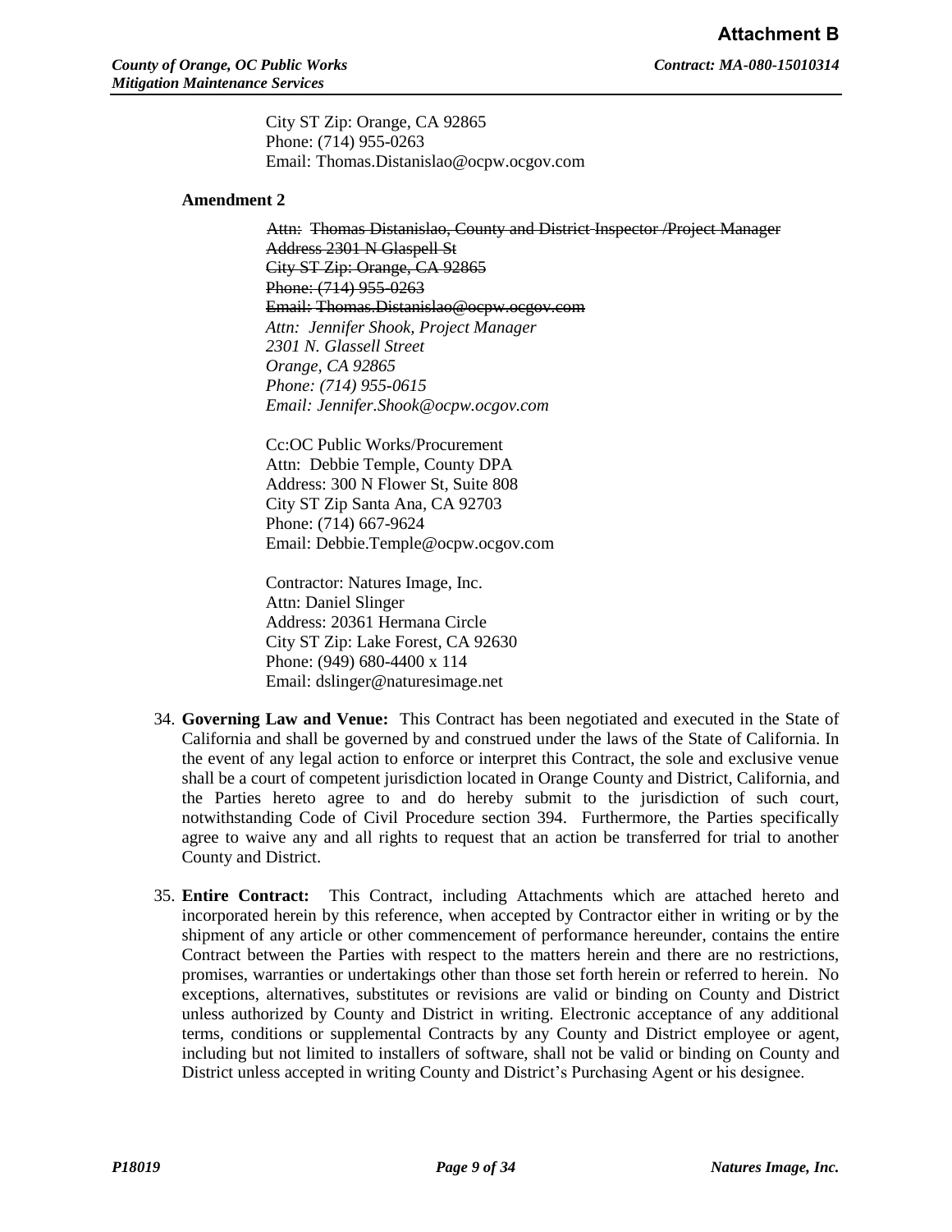City ST Zip: Orange, CA 92865
Phone: (714) 955-0263
Email: Thomas.Distanislao@ocpw.ocgov.com

**Amendment 2**

~~Attn: Thomas Distanislao, County and District Inspector /Project Manager~~
~~Address 2301 N Glaspell St~~
~~City ST Zip: Orange, CA 92865~~
~~Phone: (714) 955-0263~~
~~Email: Thomas.Distanislao@ocpw.ocgov.com~~
*Attn: Jennifer Shook, Project Manager*
*2301 N. Glassell Street*
*Orange, CA 92865*
*Phone: (714) 955-0615*
*Email: Jennifer.Shook@ocpw.ocgov.com*

Cc:OC Public Works/Procurement
Attn: Debbie Temple, County DPA
Address: 300 N Flower St, Suite 808
City ST Zip Santa Ana, CA 92703
Phone: (714) 667-9624
Email: Debbie.Temple@ocpw.ocgov.com

Contractor: Natures Image, Inc.
Attn: Daniel Slinger
Address: 20361 Hermana Circle
City ST Zip: Lake Forest, CA 92630
Phone: (949) 680-4400 x 114
Email: dslinger@naturesimage.net

34. **Governing Law and Venue:** This Contract has been negotiated and executed in the State of California and shall be governed by and construed under the laws of the State of California. In the event of any legal action to enforce or interpret this Contract, the sole and exclusive venue shall be a court of competent jurisdiction located in Orange County and District, California, and the Parties hereto agree to and do hereby submit to the jurisdiction of such court, notwithstanding Code of Civil Procedure section 394. Furthermore, the Parties specifically agree to waive any and all rights to request that an action be transferred for trial to another County and District.

35. **Entire Contract:** This Contract, including Attachments which are attached hereto and incorporated herein by this reference, when accepted by Contractor either in writing or by the shipment of any article or other commencement of performance hereunder, contains the entire Contract between the Parties with respect to the matters herein and there are no restrictions, promises, warranties or undertakings other than those set forth herein or referred to herein. No exceptions, alternatives, substitutes or revisions are valid or binding on County and District unless authorized by County and District in writing. Electronic acceptance of any additional terms, conditions or supplemental Contracts by any County and District employee or agent, including but not limited to installers of software, shall not be valid or binding on County and District unless accepted in writing County and District's Purchasing Agent or his designee.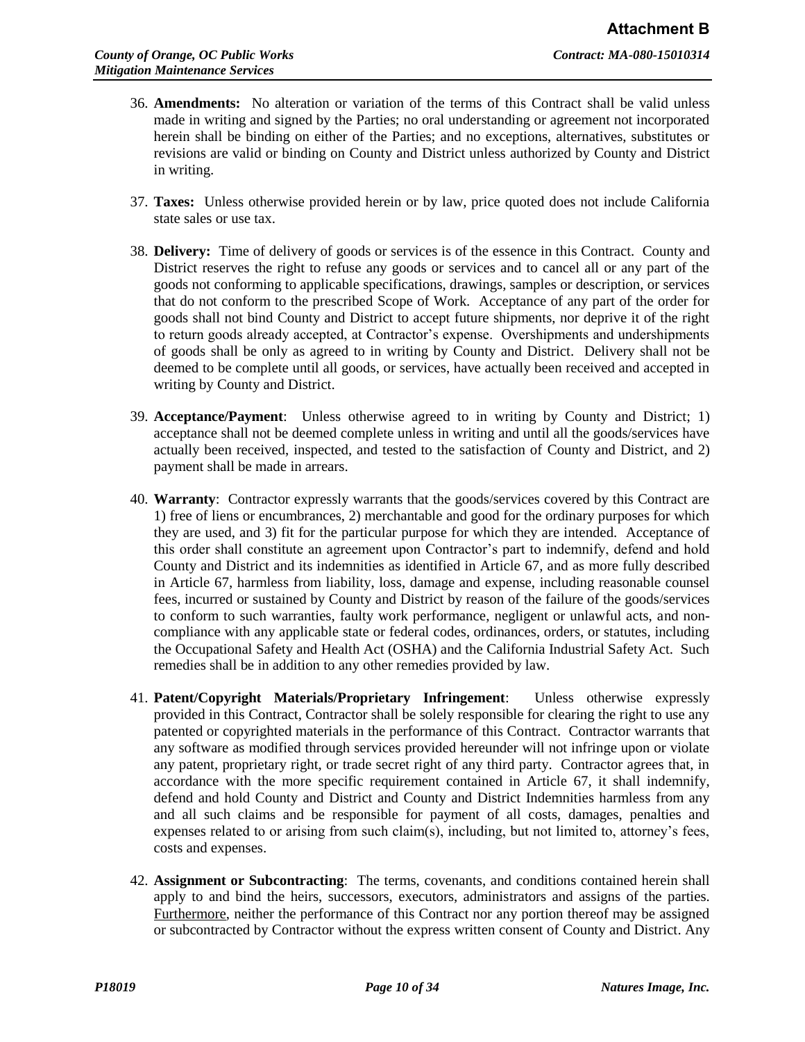36. **Amendments:** No alteration or variation of the terms of this Contract shall be valid unless made in writing and signed by the Parties; no oral understanding or agreement not incorporated herein shall be binding on either of the Parties; and no exceptions, alternatives, substitutes or revisions are valid or binding on County and District unless authorized by County and District in writing.

37. **Taxes:** Unless otherwise provided herein or by law, price quoted does not include California state sales or use tax.

38. **Delivery:** Time of delivery of goods or services is of the essence in this Contract. County and District reserves the right to refuse any goods or services and to cancel all or any part of the goods not conforming to applicable specifications, drawings, samples or description, or services that do not conform to the prescribed Scope of Work. Acceptance of any part of the order for goods shall not bind County and District to accept future shipments, nor deprive it of the right to return goods already accepted, at Contractor's expense. Overshipments and undershipments of goods shall be only as agreed to in writing by County and District. Delivery shall not be deemed to be complete until all goods, or services, have actually been received and accepted in writing by County and District.

39. **Acceptance/Payment**: Unless otherwise agreed to in writing by County and District; 1) acceptance shall not be deemed complete unless in writing and until all the goods/services have actually been received, inspected, and tested to the satisfaction of County and District, and 2) payment shall be made in arrears.

40. **Warranty**: Contractor expressly warrants that the goods/services covered by this Contract are 1) free of liens or encumbrances, 2) merchantable and good for the ordinary purposes for which they are used, and 3) fit for the particular purpose for which they are intended. Acceptance of this order shall constitute an agreement upon Contractor's part to indemnify, defend and hold County and District and its indemnities as identified in Article 67, and as more fully described in Article 67, harmless from liability, loss, damage and expense, including reasonable counsel fees, incurred or sustained by County and District by reason of the failure of the goods/services to conform to such warranties, faulty work performance, negligent or unlawful acts, and non-compliance with any applicable state or federal codes, ordinances, orders, or statutes, including the Occupational Safety and Health Act (OSHA) and the California Industrial Safety Act. Such remedies shall be in addition to any other remedies provided by law.

41. **Patent/Copyright Materials/Proprietary Infringement**: Unless otherwise expressly provided in this Contract, Contractor shall be solely responsible for clearing the right to use any patented or copyrighted materials in the performance of this Contract. Contractor warrants that any software as modified through services provided hereunder will not infringe upon or violate any patent, proprietary right, or trade secret right of any third party. Contractor agrees that, in accordance with the more specific requirement contained in Article 67, it shall indemnify, defend and hold County and District and County and District Indemnities harmless from any and all such claims and be responsible for payment of all costs, damages, penalties and expenses related to or arising from such claim(s), including, but not limited to, attorney's fees, costs and expenses.

42. **Assignment or Subcontracting**: The terms, covenants, and conditions contained herein shall apply to and bind the heirs, successors, executors, administrators and assigns of the parties. Furthermore, neither the performance of this Contract nor any portion thereof may be assigned or subcontracted by Contractor without the express written consent of County and District. Any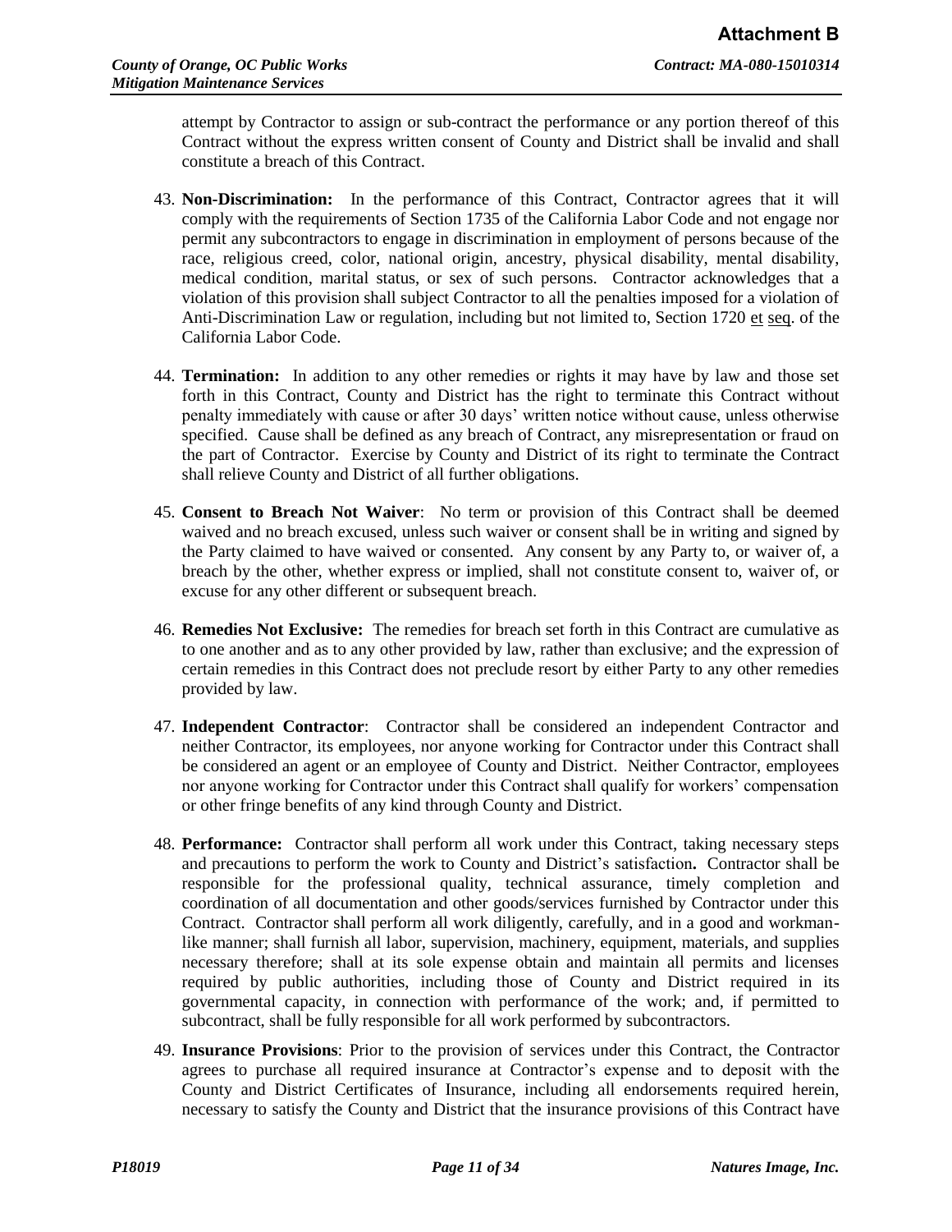attempt by Contractor to assign or sub-contract the performance or any portion thereof of this Contract without the express written consent of County and District shall be invalid and shall constitute a breach of this Contract.

43. **Non-Discrimination:** In the performance of this Contract, Contractor agrees that it will comply with the requirements of Section 1735 of the California Labor Code and not engage nor permit any subcontractors to engage in discrimination in employment of persons because of the race, religious creed, color, national origin, ancestry, physical disability, mental disability, medical condition, marital status, or sex of such persons. Contractor acknowledges that a violation of this provision shall subject Contractor to all the penalties imposed for a violation of Anti-Discrimination Law or regulation, including but not limited to, Section 1720 et seq. of the California Labor Code.

44. **Termination:** In addition to any other remedies or rights it may have by law and those set forth in this Contract, County and District has the right to terminate this Contract without penalty immediately with cause or after 30 days' written notice without cause, unless otherwise specified. Cause shall be defined as any breach of Contract, any misrepresentation or fraud on the part of Contractor. Exercise by County and District of its right to terminate the Contract shall relieve County and District of all further obligations.

45. **Consent to Breach Not Waiver**: No term or provision of this Contract shall be deemed waived and no breach excused, unless such waiver or consent shall be in writing and signed by the Party claimed to have waived or consented. Any consent by any Party to, or waiver of, a breach by the other, whether express or implied, shall not constitute consent to, waiver of, or excuse for any other different or subsequent breach.

46. **Remedies Not Exclusive:** The remedies for breach set forth in this Contract are cumulative as to one another and as to any other provided by law, rather than exclusive; and the expression of certain remedies in this Contract does not preclude resort by either Party to any other remedies provided by law.

47. **Independent Contractor**: Contractor shall be considered an independent Contractor and neither Contractor, its employees, nor anyone working for Contractor under this Contract shall be considered an agent or an employee of County and District. Neither Contractor, employees nor anyone working for Contractor under this Contract shall qualify for workers' compensation or other fringe benefits of any kind through County and District.

48. **Performance:** Contractor shall perform all work under this Contract, taking necessary steps and precautions to perform the work to County and District's satisfaction**.** Contractor shall be responsible for the professional quality, technical assurance, timely completion and coordination of all documentation and other goods/services furnished by Contractor under this Contract. Contractor shall perform all work diligently, carefully, and in a good and workman-like manner; shall furnish all labor, supervision, machinery, equipment, materials, and supplies necessary therefore; shall at its sole expense obtain and maintain all permits and licenses required by public authorities, including those of County and District required in its governmental capacity, in connection with performance of the work; and, if permitted to subcontract, shall be fully responsible for all work performed by subcontractors.

49. **Insurance Provisions**: Prior to the provision of services under this Contract, the Contractor agrees to purchase all required insurance at Contractor's expense and to deposit with the County and District Certificates of Insurance, including all endorsements required herein, necessary to satisfy the County and District that the insurance provisions of this Contract have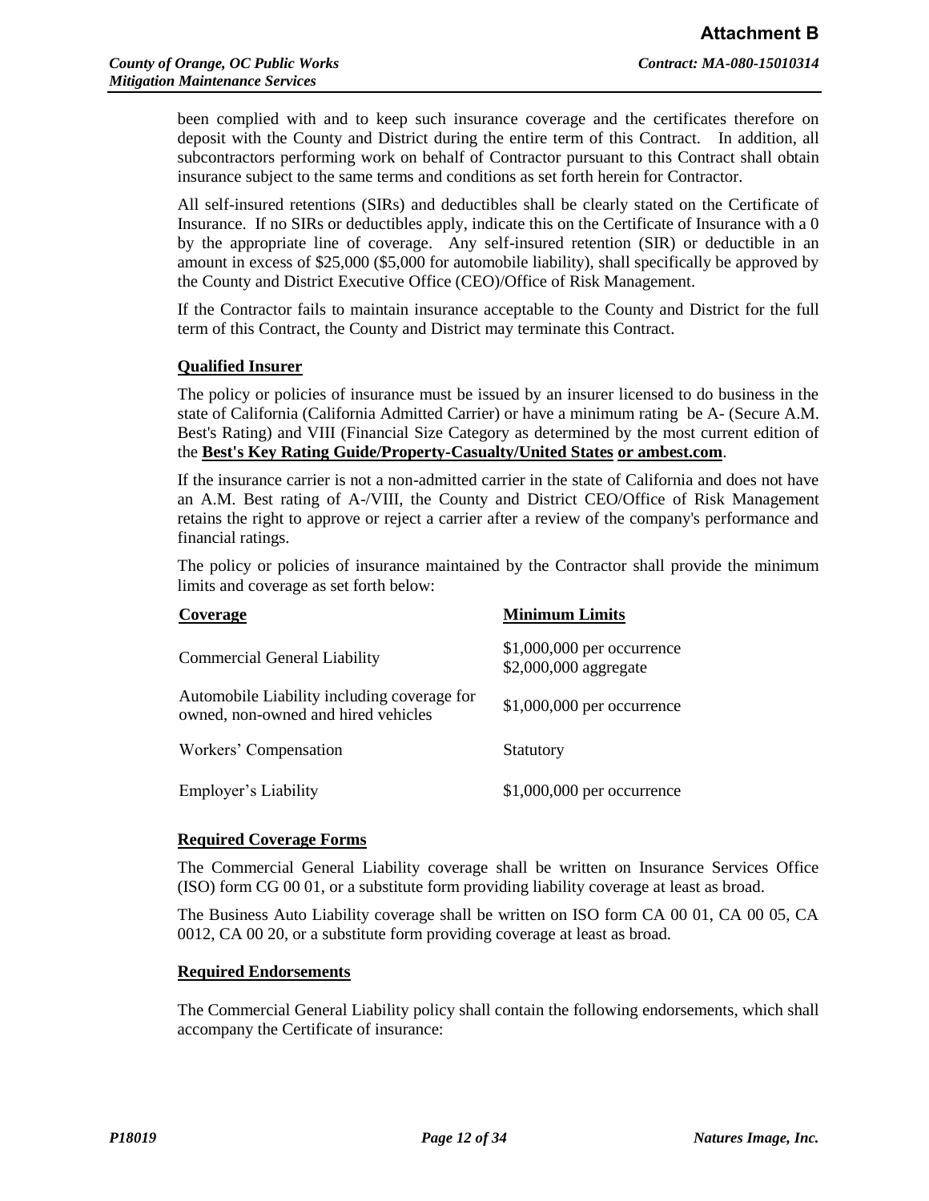been complied with and to keep such insurance coverage and the certificates therefore on deposit with the County and District during the entire term of this Contract. In addition, all subcontractors performing work on behalf of Contractor pursuant to this Contract shall obtain insurance subject to the same terms and conditions as set forth herein for Contractor.

All self-insured retentions (SIRs) and deductibles shall be clearly stated on the Certificate of Insurance. If no SIRs or deductibles apply, indicate this on the Certificate of Insurance with a 0 by the appropriate line of coverage. Any self-insured retention (SIR) or deductible in an amount in excess of $25,000 ($5,000 for automobile liability), shall specifically be approved by the County and District Executive Office (CEO)/Office of Risk Management.

If the Contractor fails to maintain insurance acceptable to the County and District for the full term of this Contract, the County and District may terminate this Contract.

**Qualified Insurer**

The policy or policies of insurance must be issued by an insurer licensed to do business in the state of California (California Admitted Carrier) or have a minimum rating be A- (Secure A.M. Best's Rating) and VIII (Financial Size Category as determined by the most current edition of the **Best's Key Rating Guide/Property-Casualty/United States or ambest.com**.

If the insurance carrier is not a non-admitted carrier in the state of California and does not have an A.M. Best rating of A-/VIII, the County and District CEO/Office of Risk Management retains the right to approve or reject a carrier after a review of the company's performance and financial ratings.

The policy or policies of insurance maintained by the Contractor shall provide the minimum limits and coverage as set forth below:

| **Coverage** | **Minimum Limits** |
|---|---|
| Commercial General Liability | $1,000,000 per occurrence<br>$2,000,000 aggregate |
| Automobile Liability including coverage for owned, non-owned and hired vehicles | $1,000,000 per occurrence |
| Workers' Compensation | Statutory |
| Employer's Liability | $1,000,000 per occurrence |

**Required Coverage Forms**

The Commercial General Liability coverage shall be written on Insurance Services Office (ISO) form CG 00 01, or a substitute form providing liability coverage at least as broad.

The Business Auto Liability coverage shall be written on ISO form CA 00 01, CA 00 05, CA 0012, CA 00 20, or a substitute form providing coverage at least as broad.

**Required Endorsements**

The Commercial General Liability policy shall contain the following endorsements, which shall accompany the Certificate of insurance: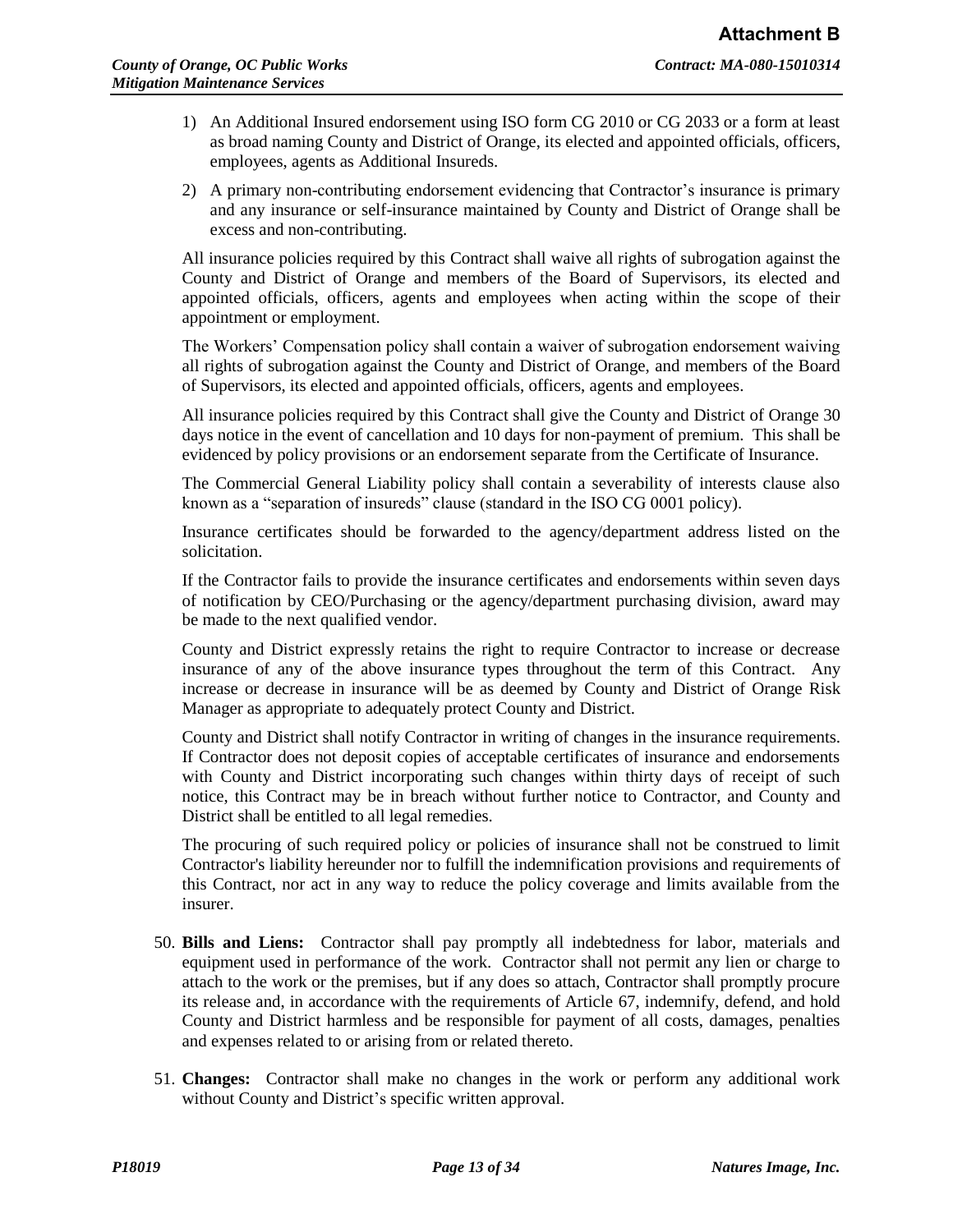1) An Additional Insured endorsement using ISO form CG 2010 or CG 2033 or a form at least as broad naming County and District of Orange, its elected and appointed officials, officers, employees, agents as Additional Insureds.

2) A primary non-contributing endorsement evidencing that Contractor's insurance is primary and any insurance or self-insurance maintained by County and District of Orange shall be excess and non-contributing.

All insurance policies required by this Contract shall waive all rights of subrogation against the County and District of Orange and members of the Board of Supervisors, its elected and appointed officials, officers, agents and employees when acting within the scope of their appointment or employment.

The Workers' Compensation policy shall contain a waiver of subrogation endorsement waiving all rights of subrogation against the County and District of Orange, and members of the Board of Supervisors, its elected and appointed officials, officers, agents and employees.

All insurance policies required by this Contract shall give the County and District of Orange 30 days notice in the event of cancellation and 10 days for non-payment of premium. This shall be evidenced by policy provisions or an endorsement separate from the Certificate of Insurance.

The Commercial General Liability policy shall contain a severability of interests clause also known as a "separation of insureds" clause (standard in the ISO CG 0001 policy).

Insurance certificates should be forwarded to the agency/department address listed on the solicitation.

If the Contractor fails to provide the insurance certificates and endorsements within seven days of notification by CEO/Purchasing or the agency/department purchasing division, award may be made to the next qualified vendor.

County and District expressly retains the right to require Contractor to increase or decrease insurance of any of the above insurance types throughout the term of this Contract. Any increase or decrease in insurance will be as deemed by County and District of Orange Risk Manager as appropriate to adequately protect County and District.

County and District shall notify Contractor in writing of changes in the insurance requirements. If Contractor does not deposit copies of acceptable certificates of insurance and endorsements with County and District incorporating such changes within thirty days of receipt of such notice, this Contract may be in breach without further notice to Contractor, and County and District shall be entitled to all legal remedies.

The procuring of such required policy or policies of insurance shall not be construed to limit Contractor's liability hereunder nor to fulfill the indemnification provisions and requirements of this Contract, nor act in any way to reduce the policy coverage and limits available from the insurer.

50. **Bills and Liens:** Contractor shall pay promptly all indebtedness for labor, materials and equipment used in performance of the work. Contractor shall not permit any lien or charge to attach to the work or the premises, but if any does so attach, Contractor shall promptly procure its release and, in accordance with the requirements of Article 67, indemnify, defend, and hold County and District harmless and be responsible for payment of all costs, damages, penalties and expenses related to or arising from or related thereto.

51. **Changes:** Contractor shall make no changes in the work or perform any additional work without County and District's specific written approval.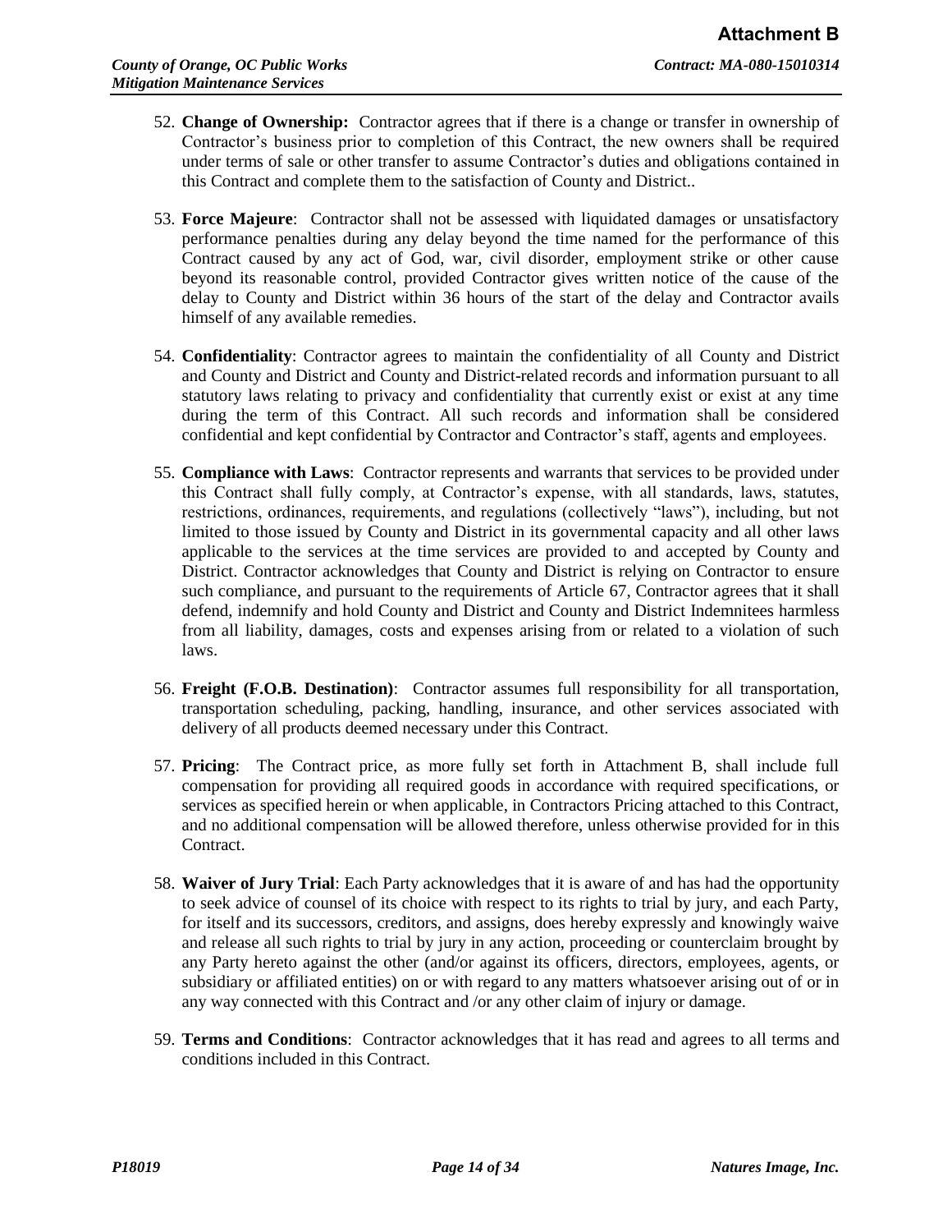52. **Change of Ownership:** Contractor agrees that if there is a change or transfer in ownership of Contractor's business prior to completion of this Contract, the new owners shall be required under terms of sale or other transfer to assume Contractor's duties and obligations contained in this Contract and complete them to the satisfaction of County and District..

53. **Force Majeure**: Contractor shall not be assessed with liquidated damages or unsatisfactory performance penalties during any delay beyond the time named for the performance of this Contract caused by any act of God, war, civil disorder, employment strike or other cause beyond its reasonable control, provided Contractor gives written notice of the cause of the delay to County and District within 36 hours of the start of the delay and Contractor avails himself of any available remedies.

54. **Confidentiality**: Contractor agrees to maintain the confidentiality of all County and District and County and District and County and District-related records and information pursuant to all statutory laws relating to privacy and confidentiality that currently exist or exist at any time during the term of this Contract. All such records and information shall be considered confidential and kept confidential by Contractor and Contractor's staff, agents and employees.

55. **Compliance with Laws**: Contractor represents and warrants that services to be provided under this Contract shall fully comply, at Contractor's expense, with all standards, laws, statutes, restrictions, ordinances, requirements, and regulations (collectively "laws"), including, but not limited to those issued by County and District in its governmental capacity and all other laws applicable to the services at the time services are provided to and accepted by County and District. Contractor acknowledges that County and District is relying on Contractor to ensure such compliance, and pursuant to the requirements of Article 67, Contractor agrees that it shall defend, indemnify and hold County and District and County and District Indemnitees harmless from all liability, damages, costs and expenses arising from or related to a violation of such laws.

56. **Freight (F.O.B. Destination)**: Contractor assumes full responsibility for all transportation, transportation scheduling, packing, handling, insurance, and other services associated with delivery of all products deemed necessary under this Contract.

57. **Pricing**: The Contract price, as more fully set forth in Attachment B, shall include full compensation for providing all required goods in accordance with required specifications, or services as specified herein or when applicable, in Contractors Pricing attached to this Contract, and no additional compensation will be allowed therefore, unless otherwise provided for in this Contract.

58. **Waiver of Jury Trial**: Each Party acknowledges that it is aware of and has had the opportunity to seek advice of counsel of its choice with respect to its rights to trial by jury, and each Party, for itself and its successors, creditors, and assigns, does hereby expressly and knowingly waive and release all such rights to trial by jury in any action, proceeding or counterclaim brought by any Party hereto against the other (and/or against its officers, directors, employees, agents, or subsidiary or affiliated entities) on or with regard to any matters whatsoever arising out of or in any way connected with this Contract and /or any other claim of injury or damage.

59. **Terms and Conditions**: Contractor acknowledges that it has read and agrees to all terms and conditions included in this Contract.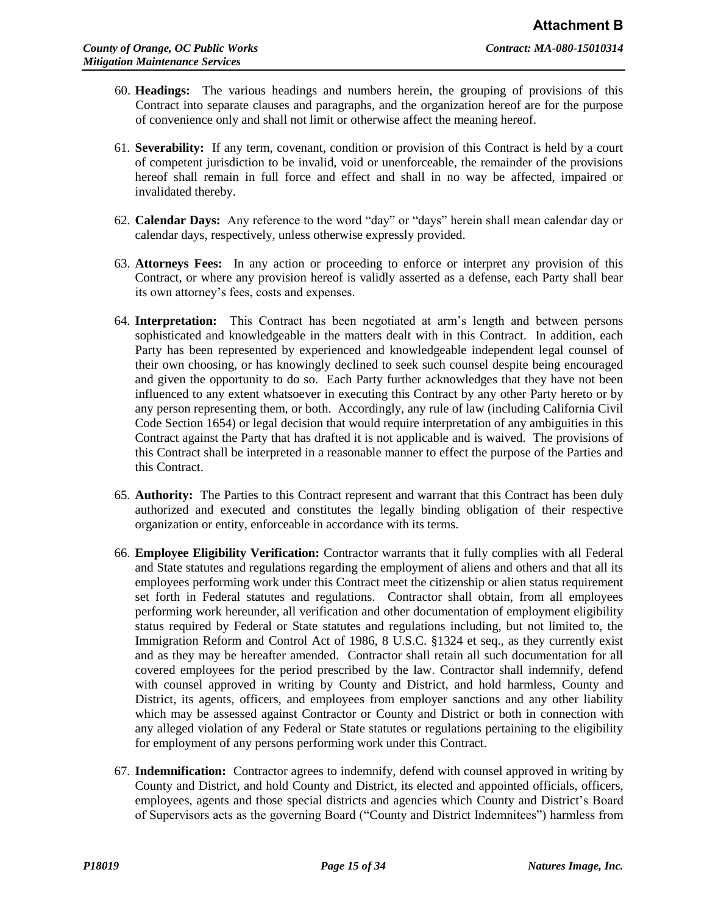60. **Headings:** The various headings and numbers herein, the grouping of provisions of this Contract into separate clauses and paragraphs, and the organization hereof are for the purpose of convenience only and shall not limit or otherwise affect the meaning hereof.

61. **Severability:** If any term, covenant, condition or provision of this Contract is held by a court of competent jurisdiction to be invalid, void or unenforceable, the remainder of the provisions hereof shall remain in full force and effect and shall in no way be affected, impaired or invalidated thereby.

62. **Calendar Days:** Any reference to the word "day" or "days" herein shall mean calendar day or calendar days, respectively, unless otherwise expressly provided.

63. **Attorneys Fees:** In any action or proceeding to enforce or interpret any provision of this Contract, or where any provision hereof is validly asserted as a defense, each Party shall bear its own attorney's fees, costs and expenses.

64. **Interpretation:** This Contract has been negotiated at arm's length and between persons sophisticated and knowledgeable in the matters dealt with in this Contract. In addition, each Party has been represented by experienced and knowledgeable independent legal counsel of their own choosing, or has knowingly declined to seek such counsel despite being encouraged and given the opportunity to do so. Each Party further acknowledges that they have not been influenced to any extent whatsoever in executing this Contract by any other Party hereto or by any person representing them, or both. Accordingly, any rule of law (including California Civil Code Section 1654) or legal decision that would require interpretation of any ambiguities in this Contract against the Party that has drafted it is not applicable and is waived. The provisions of this Contract shall be interpreted in a reasonable manner to effect the purpose of the Parties and this Contract.

65. **Authority:** The Parties to this Contract represent and warrant that this Contract has been duly authorized and executed and constitutes the legally binding obligation of their respective organization or entity, enforceable in accordance with its terms.

66. **Employee Eligibility Verification:** Contractor warrants that it fully complies with all Federal and State statutes and regulations regarding the employment of aliens and others and that all its employees performing work under this Contract meet the citizenship or alien status requirement set forth in Federal statutes and regulations. Contractor shall obtain, from all employees performing work hereunder, all verification and other documentation of employment eligibility status required by Federal or State statutes and regulations including, but not limited to, the Immigration Reform and Control Act of 1986, 8 U.S.C. §1324 et seq., as they currently exist and as they may be hereafter amended. Contractor shall retain all such documentation for all covered employees for the period prescribed by the law. Contractor shall indemnify, defend with counsel approved in writing by County and District, and hold harmless, County and District, its agents, officers, and employees from employer sanctions and any other liability which may be assessed against Contractor or County and District or both in connection with any alleged violation of any Federal or State statutes or regulations pertaining to the eligibility for employment of any persons performing work under this Contract.

67. **Indemnification:** Contractor agrees to indemnify, defend with counsel approved in writing by County and District, and hold County and District, its elected and appointed officials, officers, employees, agents and those special districts and agencies which County and District's Board of Supervisors acts as the governing Board ("County and District Indemnitees") harmless from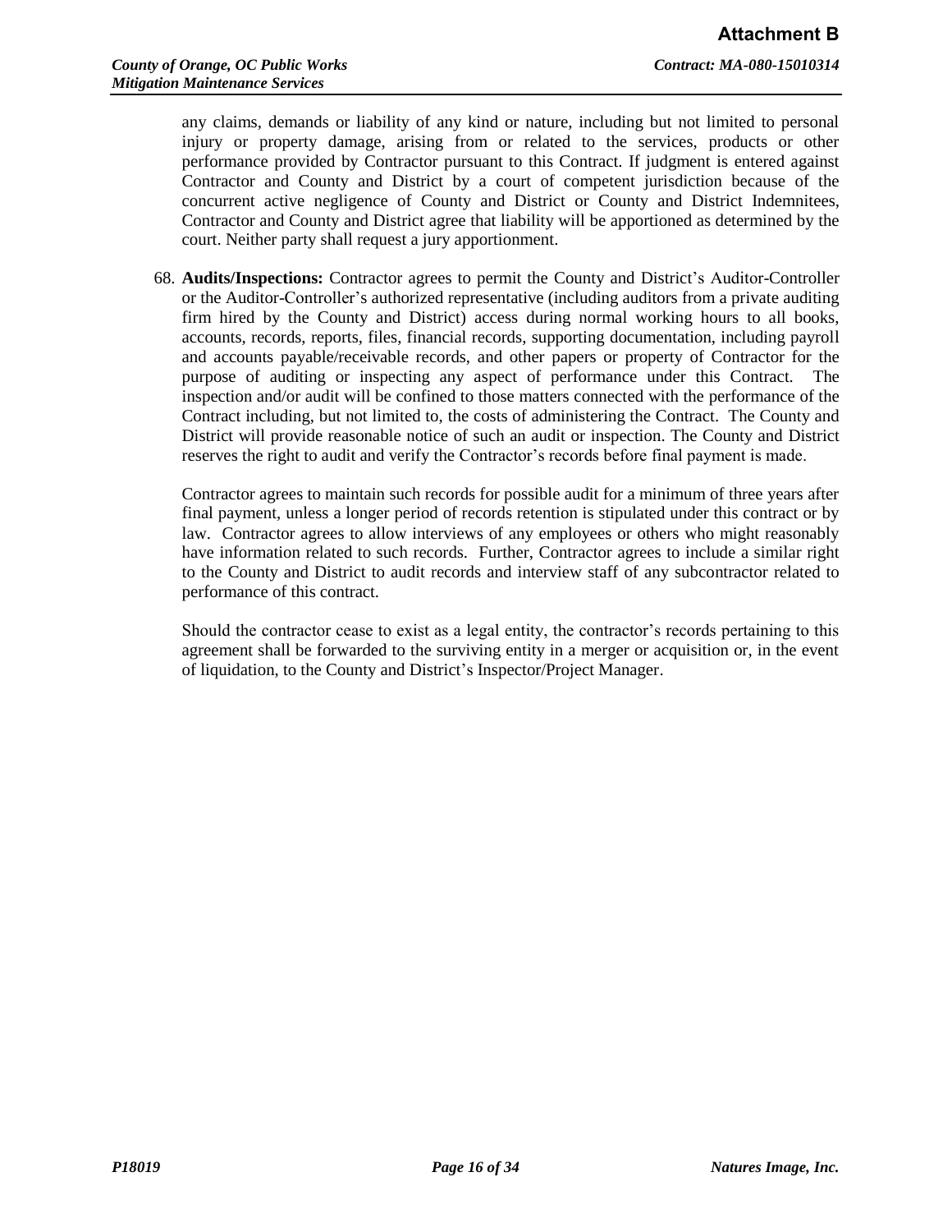any claims, demands or liability of any kind or nature, including but not limited to personal injury or property damage, arising from or related to the services, products or other performance provided by Contractor pursuant to this Contract. If judgment is entered against Contractor and County and District by a court of competent jurisdiction because of the concurrent active negligence of County and District or County and District Indemnitees, Contractor and County and District agree that liability will be apportioned as determined by the court. Neither party shall request a jury apportionment.

68. **Audits/Inspections:** Contractor agrees to permit the County and District's Auditor-Controller or the Auditor-Controller's authorized representative (including auditors from a private auditing firm hired by the County and District) access during normal working hours to all books, accounts, records, reports, files, financial records, supporting documentation, including payroll and accounts payable/receivable records, and other papers or property of Contractor for the purpose of auditing or inspecting any aspect of performance under this Contract. The inspection and/or audit will be confined to those matters connected with the performance of the Contract including, but not limited to, the costs of administering the Contract. The County and District will provide reasonable notice of such an audit or inspection. The County and District reserves the right to audit and verify the Contractor's records before final payment is made.

   Contractor agrees to maintain such records for possible audit for a minimum of three years after final payment, unless a longer period of records retention is stipulated under this contract or by law. Contractor agrees to allow interviews of any employees or others who might reasonably have information related to such records. Further, Contractor agrees to include a similar right to the County and District to audit records and interview staff of any subcontractor related to performance of this contract.

   Should the contractor cease to exist as a legal entity, the contractor's records pertaining to this agreement shall be forwarded to the surviving entity in a merger or acquisition or, in the event of liquidation, to the County and District's Inspector/Project Manager.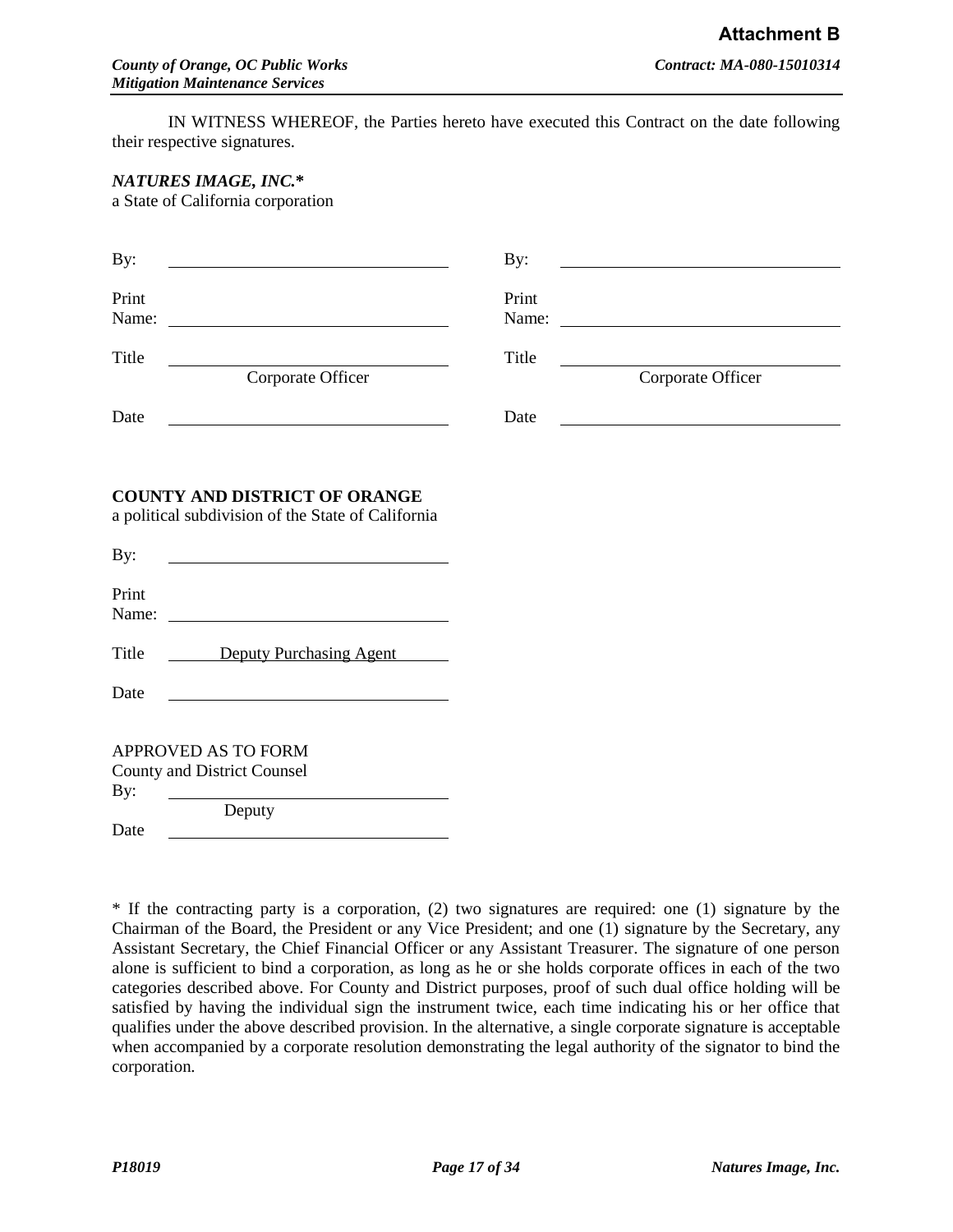IN WITNESS WHEREOF, the Parties hereto have executed this Contract on the date following their respective signatures.

***NATURES IMAGE, INC.****
a State of California corporation

| | | | |
|---|---|---|---|
| By: | ______________________ | By: | ______________________ |
| Print Name: | ______________________ | Print Name: | ______________________ |
| Title | Corporate Officer | Title | Corporate Officer |
| Date | ______________________ | Date | ______________________ |

**COUNTY AND DISTRICT OF ORANGE**
a political subdivision of the State of California

By: ______________________

Print Name: ______________________

Title Deputy Purchasing Agent

Date ______________________

APPROVED AS TO FORM
County and District Counsel

By: ______________________
Deputy

Date ______________________

* If the contracting party is a corporation, (2) two signatures are required: one (1) signature by the Chairman of the Board, the President or any Vice President; and one (1) signature by the Secretary, any Assistant Secretary, the Chief Financial Officer or any Assistant Treasurer. The signature of one person alone is sufficient to bind a corporation, as long as he or she holds corporate offices in each of the two categories described above. For County and District purposes, proof of such dual office holding will be satisfied by having the individual sign the instrument twice, each time indicating his or her office that qualifies under the above described provision. In the alternative, a single corporate signature is acceptable when accompanied by a corporate resolution demonstrating the legal authority of the signator to bind the corporation.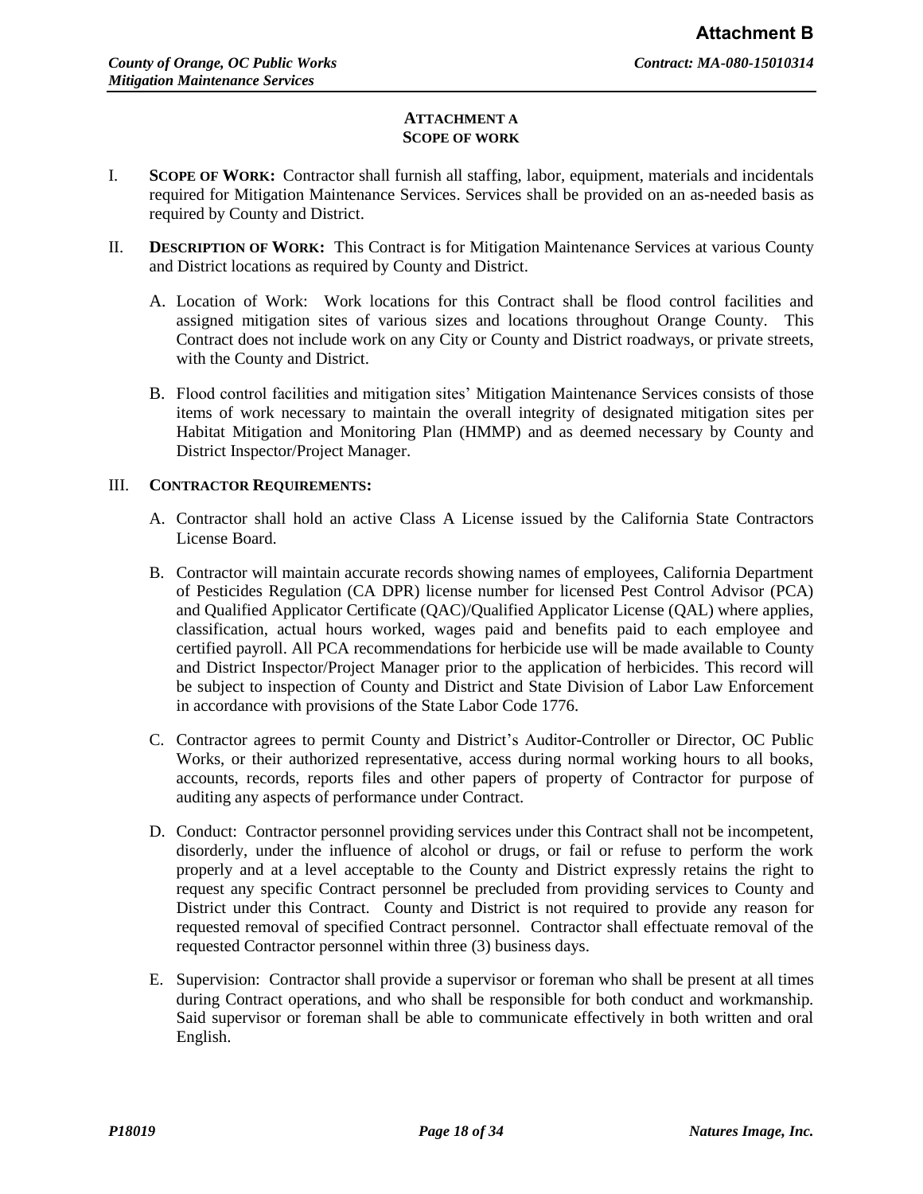## ATTACHMENT A
## SCOPE OF WORK

I. **SCOPE OF WORK:** Contractor shall furnish all staffing, labor, equipment, materials and incidentals required for Mitigation Maintenance Services. Services shall be provided on an as-needed basis as required by County and District.

II. **DESCRIPTION OF WORK:** This Contract is for Mitigation Maintenance Services at various County and District locations as required by County and District.

   A. Location of Work: Work locations for this Contract shall be flood control facilities and assigned mitigation sites of various sizes and locations throughout Orange County. This Contract does not include work on any City or County and District roadways, or private streets, with the County and District.

   B. Flood control facilities and mitigation sites' Mitigation Maintenance Services consists of those items of work necessary to maintain the overall integrity of designated mitigation sites per Habitat Mitigation and Monitoring Plan (HMMP) and as deemed necessary by County and District Inspector/Project Manager.

III. **CONTRACTOR REQUIREMENTS:**

   A. Contractor shall hold an active Class A License issued by the California State Contractors License Board.

   B. Contractor will maintain accurate records showing names of employees, California Department of Pesticides Regulation (CA DPR) license number for licensed Pest Control Advisor (PCA) and Qualified Applicator Certificate (QAC)/Qualified Applicator License (QAL) where applies, classification, actual hours worked, wages paid and benefits paid to each employee and certified payroll. All PCA recommendations for herbicide use will be made available to County and District Inspector/Project Manager prior to the application of herbicides. This record will be subject to inspection of County and District and State Division of Labor Law Enforcement in accordance with provisions of the State Labor Code 1776.

   C. Contractor agrees to permit County and District's Auditor-Controller or Director, OC Public Works, or their authorized representative, access during normal working hours to all books, accounts, records, reports files and other papers of property of Contractor for purpose of auditing any aspects of performance under Contract.

   D. Conduct: Contractor personnel providing services under this Contract shall not be incompetent, disorderly, under the influence of alcohol or drugs, or fail or refuse to perform the work properly and at a level acceptable to the County and District expressly retains the right to request any specific Contract personnel be precluded from providing services to County and District under this Contract. County and District is not required to provide any reason for requested removal of specified Contract personnel. Contractor shall effectuate removal of the requested Contractor personnel within three (3) business days.

   E. Supervision: Contractor shall provide a supervisor or foreman who shall be present at all times during Contract operations, and who shall be responsible for both conduct and workmanship. Said supervisor or foreman shall be able to communicate effectively in both written and oral English.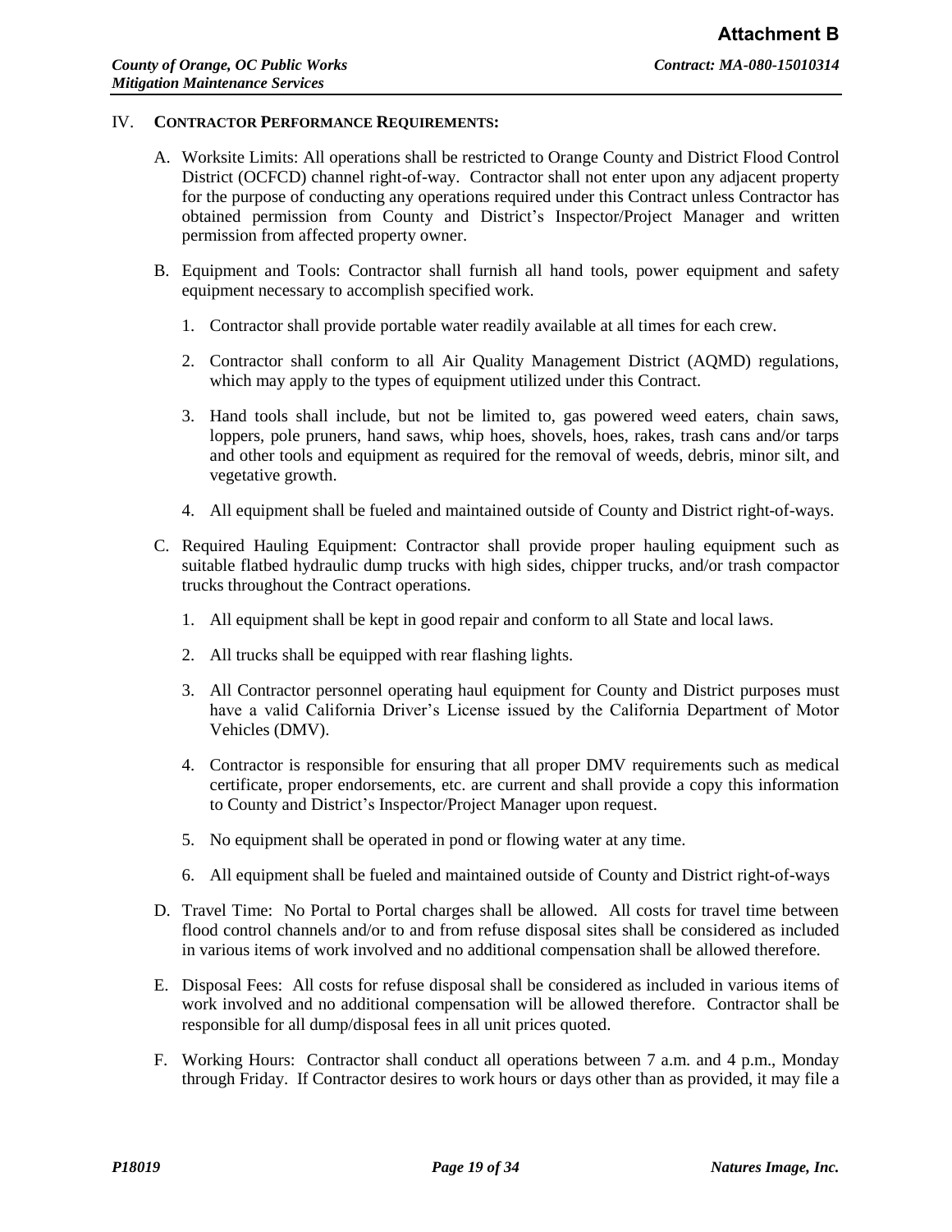## IV. CONTRACTOR PERFORMANCE REQUIREMENTS:

A. Worksite Limits: All operations shall be restricted to Orange County and District Flood Control District (OCFCD) channel right-of-way. Contractor shall not enter upon any adjacent property for the purpose of conducting any operations required under this Contract unless Contractor has obtained permission from County and District's Inspector/Project Manager and written permission from affected property owner.

B. Equipment and Tools: Contractor shall furnish all hand tools, power equipment and safety equipment necessary to accomplish specified work.

1. Contractor shall provide portable water readily available at all times for each crew.
2. Contractor shall conform to all Air Quality Management District (AQMD) regulations, which may apply to the types of equipment utilized under this Contract.
3. Hand tools shall include, but not be limited to, gas powered weed eaters, chain saws, loppers, pole pruners, hand saws, whip hoes, shovels, hoes, rakes, trash cans and/or tarps and other tools and equipment as required for the removal of weeds, debris, minor silt, and vegetative growth.
4. All equipment shall be fueled and maintained outside of County and District right-of-ways.

C. Required Hauling Equipment: Contractor shall provide proper hauling equipment such as suitable flatbed hydraulic dump trucks with high sides, chipper trucks, and/or trash compactor trucks throughout the Contract operations.

1. All equipment shall be kept in good repair and conform to all State and local laws.
2. All trucks shall be equipped with rear flashing lights.
3. All Contractor personnel operating haul equipment for County and District purposes must have a valid California Driver's License issued by the California Department of Motor Vehicles (DMV).
4. Contractor is responsible for ensuring that all proper DMV requirements such as medical certificate, proper endorsements, etc. are current and shall provide a copy this information to County and District's Inspector/Project Manager upon request.
5. No equipment shall be operated in pond or flowing water at any time.
6. All equipment shall be fueled and maintained outside of County and District right-of-ways

D. Travel Time: No Portal to Portal charges shall be allowed. All costs for travel time between flood control channels and/or to and from refuse disposal sites shall be considered as included in various items of work involved and no additional compensation shall be allowed therefore.

E. Disposal Fees: All costs for refuse disposal shall be considered as included in various items of work involved and no additional compensation will be allowed therefore. Contractor shall be responsible for all dump/disposal fees in all unit prices quoted.

F. Working Hours: Contractor shall conduct all operations between 7 a.m. and 4 p.m., Monday through Friday. If Contractor desires to work hours or days other than as provided, it may file a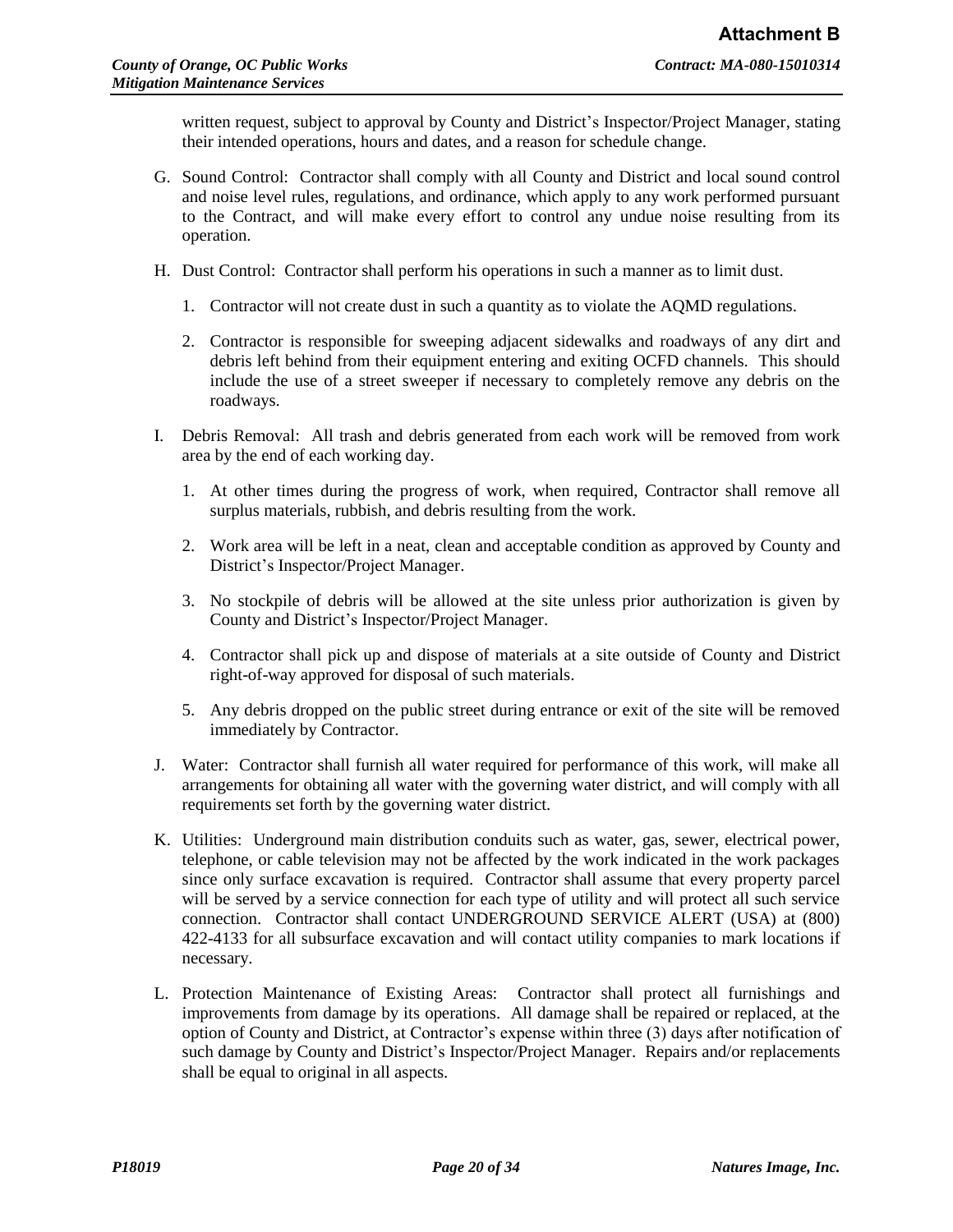written request, subject to approval by County and District's Inspector/Project Manager, stating their intended operations, hours and dates, and a reason for schedule change.

G. Sound Control: Contractor shall comply with all County and District and local sound control and noise level rules, regulations, and ordinance, which apply to any work performed pursuant to the Contract, and will make every effort to control any undue noise resulting from its operation.

H. Dust Control: Contractor shall perform his operations in such a manner as to limit dust.

   1. Contractor will not create dust in such a quantity as to violate the AQMD regulations.

   2. Contractor is responsible for sweeping adjacent sidewalks and roadways of any dirt and debris left behind from their equipment entering and exiting OCFD channels. This should include the use of a street sweeper if necessary to completely remove any debris on the roadways.

I. Debris Removal: All trash and debris generated from each work will be removed from work area by the end of each working day.

   1. At other times during the progress of work, when required, Contractor shall remove all surplus materials, rubbish, and debris resulting from the work.

   2. Work area will be left in a neat, clean and acceptable condition as approved by County and District's Inspector/Project Manager.

   3. No stockpile of debris will be allowed at the site unless prior authorization is given by County and District's Inspector/Project Manager.

   4. Contractor shall pick up and dispose of materials at a site outside of County and District right-of-way approved for disposal of such materials.

   5. Any debris dropped on the public street during entrance or exit of the site will be removed immediately by Contractor.

J. Water: Contractor shall furnish all water required for performance of this work, will make all arrangements for obtaining all water with the governing water district, and will comply with all requirements set forth by the governing water district.

K. Utilities: Underground main distribution conduits such as water, gas, sewer, electrical power, telephone, or cable television may not be affected by the work indicated in the work packages since only surface excavation is required. Contractor shall assume that every property parcel will be served by a service connection for each type of utility and will protect all such service connection. Contractor shall contact UNDERGROUND SERVICE ALERT (USA) at (800) 422-4133 for all subsurface excavation and will contact utility companies to mark locations if necessary.

L. Protection Maintenance of Existing Areas: Contractor shall protect all furnishings and improvements from damage by its operations. All damage shall be repaired or replaced, at the option of County and District, at Contractor's expense within three (3) days after notification of such damage by County and District's Inspector/Project Manager. Repairs and/or replacements shall be equal to original in all aspects.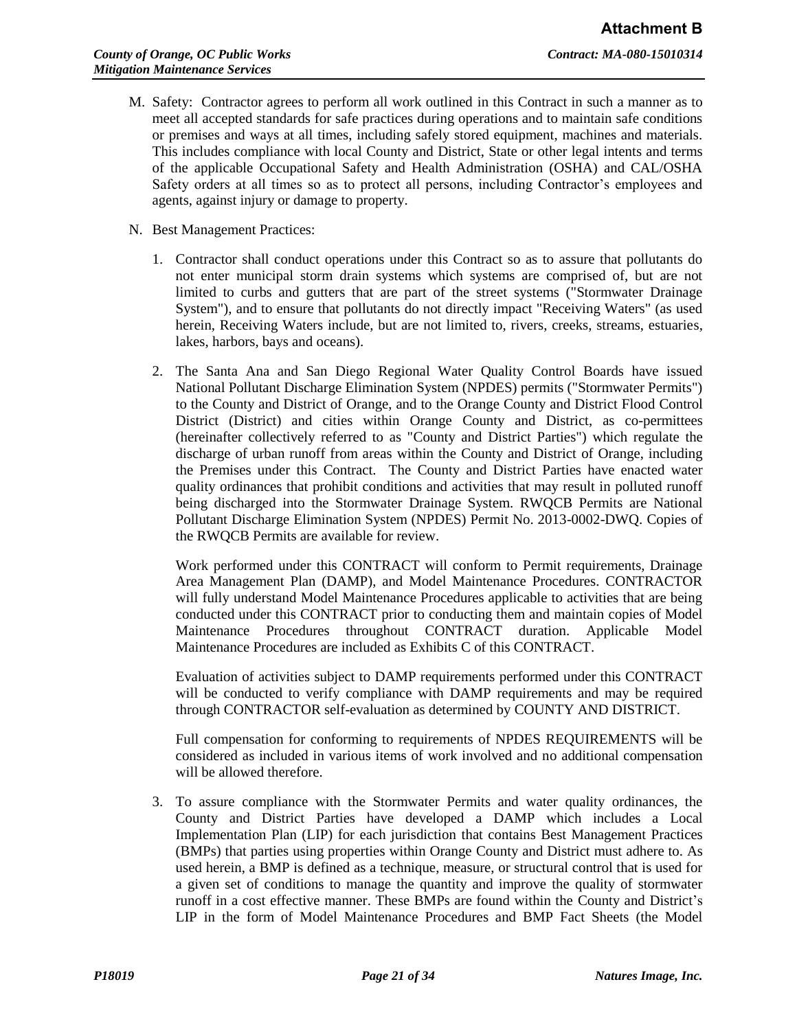M. Safety: Contractor agrees to perform all work outlined in this Contract in such a manner as to meet all accepted standards for safe practices during operations and to maintain safe conditions or premises and ways at all times, including safely stored equipment, machines and materials. This includes compliance with local County and District, State or other legal intents and terms of the applicable Occupational Safety and Health Administration (OSHA) and CAL/OSHA Safety orders at all times so as to protect all persons, including Contractor's employees and agents, against injury or damage to property.

N. Best Management Practices:

1. Contractor shall conduct operations under this Contract so as to assure that pollutants do not enter municipal storm drain systems which systems are comprised of, but are not limited to curbs and gutters that are part of the street systems ("Stormwater Drainage System"), and to ensure that pollutants do not directly impact "Receiving Waters" (as used herein, Receiving Waters include, but are not limited to, rivers, creeks, streams, estuaries, lakes, harbors, bays and oceans).

2. The Santa Ana and San Diego Regional Water Quality Control Boards have issued National Pollutant Discharge Elimination System (NPDES) permits ("Stormwater Permits") to the County and District of Orange, and to the Orange County and District Flood Control District (District) and cities within Orange County and District, as co-permittees (hereinafter collectively referred to as "County and District Parties") which regulate the discharge of urban runoff from areas within the County and District of Orange, including the Premises under this Contract. The County and District Parties have enacted water quality ordinances that prohibit conditions and activities that may result in polluted runoff being discharged into the Stormwater Drainage System. RWQCB Permits are National Pollutant Discharge Elimination System (NPDES) Permit No. 2013-0002-DWQ. Copies of the RWQCB Permits are available for review.

   Work performed under this CONTRACT will conform to Permit requirements, Drainage Area Management Plan (DAMP), and Model Maintenance Procedures. CONTRACTOR will fully understand Model Maintenance Procedures applicable to activities that are being conducted under this CONTRACT prior to conducting them and maintain copies of Model Maintenance Procedures throughout CONTRACT duration. Applicable Model Maintenance Procedures are included as Exhibits C of this CONTRACT.

   Evaluation of activities subject to DAMP requirements performed under this CONTRACT will be conducted to verify compliance with DAMP requirements and may be required through CONTRACTOR self-evaluation as determined by COUNTY AND DISTRICT.

   Full compensation for conforming to requirements of NPDES REQUIREMENTS will be considered as included in various items of work involved and no additional compensation will be allowed therefore.

3. To assure compliance with the Stormwater Permits and water quality ordinances, the County and District Parties have developed a DAMP which includes a Local Implementation Plan (LIP) for each jurisdiction that contains Best Management Practices (BMPs) that parties using properties within Orange County and District must adhere to. As used herein, a BMP is defined as a technique, measure, or structural control that is used for a given set of conditions to manage the quantity and improve the quality of stormwater runoff in a cost effective manner. These BMPs are found within the County and District's LIP in the form of Model Maintenance Procedures and BMP Fact Sheets (the Model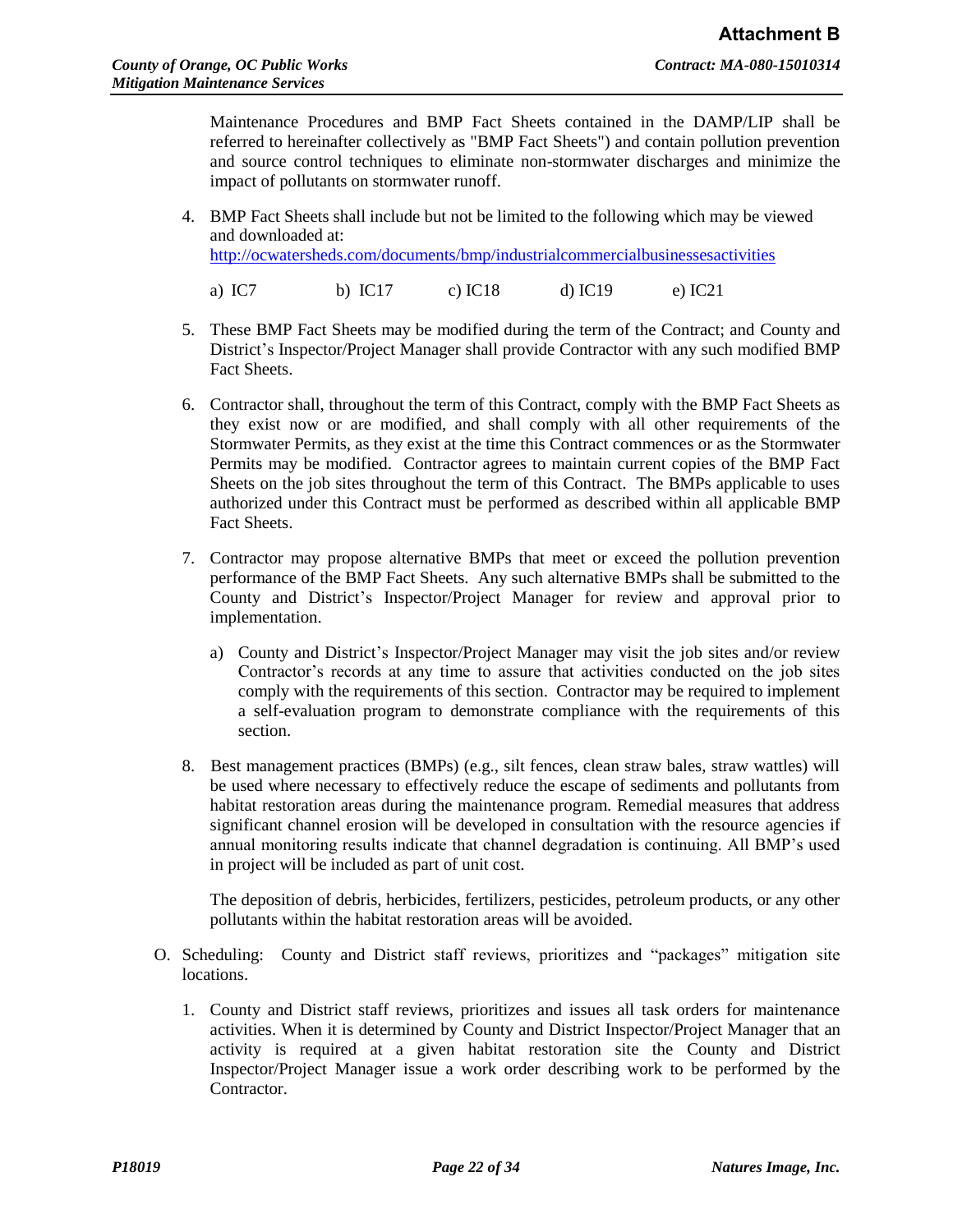Maintenance Procedures and BMP Fact Sheets contained in the DAMP/LIP shall be referred to hereinafter collectively as "BMP Fact Sheets") and contain pollution prevention and source control techniques to eliminate non-stormwater discharges and minimize the impact of pollutants on stormwater runoff.

4. BMP Fact Sheets shall include but not be limited to the following which may be viewed and downloaded at: http://ocwatersheds.com/documents/bmp/industrialcommercialbusinessesactivities

   a) IC7 b) IC17 c) IC18 d) IC19 e) IC21

5. These BMP Fact Sheets may be modified during the term of the Contract; and County and District's Inspector/Project Manager shall provide Contractor with any such modified BMP Fact Sheets.

6. Contractor shall, throughout the term of this Contract, comply with the BMP Fact Sheets as they exist now or are modified, and shall comply with all other requirements of the Stormwater Permits, as they exist at the time this Contract commences or as the Stormwater Permits may be modified. Contractor agrees to maintain current copies of the BMP Fact Sheets on the job sites throughout the term of this Contract. The BMPs applicable to uses authorized under this Contract must be performed as described within all applicable BMP Fact Sheets.

7. Contractor may propose alternative BMPs that meet or exceed the pollution prevention performance of the BMP Fact Sheets. Any such alternative BMPs shall be submitted to the County and District's Inspector/Project Manager for review and approval prior to implementation.

   a) County and District's Inspector/Project Manager may visit the job sites and/or review Contractor's records at any time to assure that activities conducted on the job sites comply with the requirements of this section. Contractor may be required to implement a self-evaluation program to demonstrate compliance with the requirements of this section.

8. Best management practices (BMPs) (e.g., silt fences, clean straw bales, straw wattles) will be used where necessary to effectively reduce the escape of sediments and pollutants from habitat restoration areas during the maintenance program. Remedial measures that address significant channel erosion will be developed in consultation with the resource agencies if annual monitoring results indicate that channel degradation is continuing. All BMP's used in project will be included as part of unit cost.

   The deposition of debris, herbicides, fertilizers, pesticides, petroleum products, or any other pollutants within the habitat restoration areas will be avoided.

O. Scheduling: County and District staff reviews, prioritizes and "packages" mitigation site locations.

1. County and District staff reviews, prioritizes and issues all task orders for maintenance activities. When it is determined by County and District Inspector/Project Manager that an activity is required at a given habitat restoration site the County and District Inspector/Project Manager issue a work order describing work to be performed by the Contractor.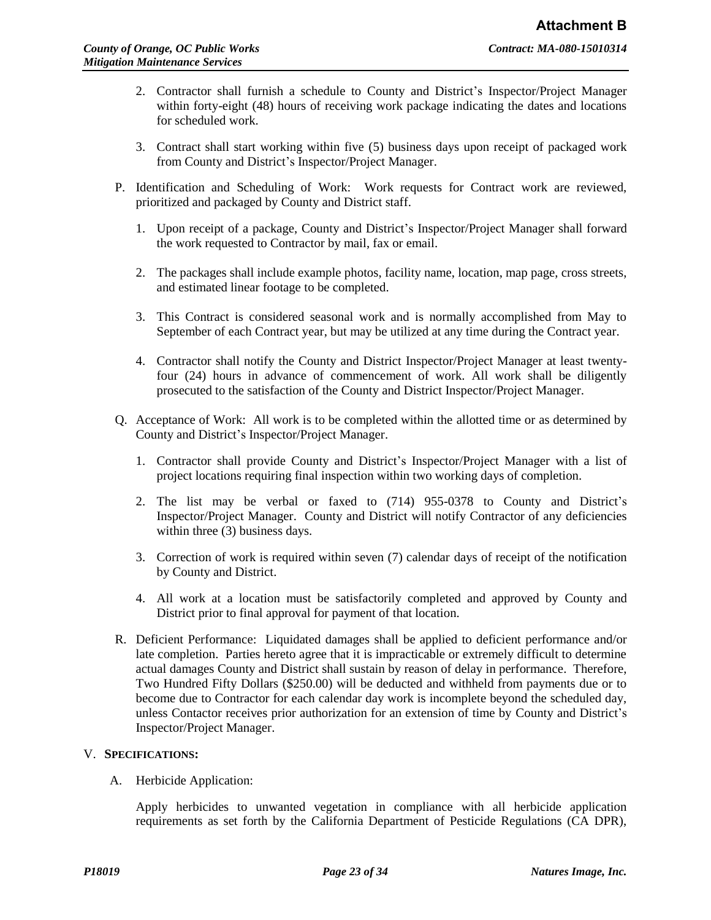2. Contractor shall furnish a schedule to County and District's Inspector/Project Manager within forty-eight (48) hours of receiving work package indicating the dates and locations for scheduled work.

3. Contract shall start working within five (5) business days upon receipt of packaged work from County and District's Inspector/Project Manager.

P. Identification and Scheduling of Work: Work requests for Contract work are reviewed, prioritized and packaged by County and District staff.

1. Upon receipt of a package, County and District's Inspector/Project Manager shall forward the work requested to Contractor by mail, fax or email.

2. The packages shall include example photos, facility name, location, map page, cross streets, and estimated linear footage to be completed.

3. This Contract is considered seasonal work and is normally accomplished from May to September of each Contract year, but may be utilized at any time during the Contract year.

4. Contractor shall notify the County and District Inspector/Project Manager at least twenty-four (24) hours in advance of commencement of work. All work shall be diligently prosecuted to the satisfaction of the County and District Inspector/Project Manager.

Q. Acceptance of Work: All work is to be completed within the allotted time or as determined by County and District's Inspector/Project Manager.

1. Contractor shall provide County and District's Inspector/Project Manager with a list of project locations requiring final inspection within two working days of completion.

2. The list may be verbal or faxed to (714) 955-0378 to County and District's Inspector/Project Manager. County and District will notify Contractor of any deficiencies within three (3) business days.

3. Correction of work is required within seven (7) calendar days of receipt of the notification by County and District.

4. All work at a location must be satisfactorily completed and approved by County and District prior to final approval for payment of that location.

R. Deficient Performance: Liquidated damages shall be applied to deficient performance and/or late completion. Parties hereto agree that it is impracticable or extremely difficult to determine actual damages County and District shall sustain by reason of delay in performance. Therefore, Two Hundred Fifty Dollars ($250.00) will be deducted and withheld from payments due or to become due to Contractor for each calendar day work is incomplete beyond the scheduled day, unless Contactor receives prior authorization for an extension of time by County and District's Inspector/Project Manager.

V. **SPECIFICATIONS:**

A. Herbicide Application:

Apply herbicides to unwanted vegetation in compliance with all herbicide application requirements as set forth by the California Department of Pesticide Regulations (CA DPR),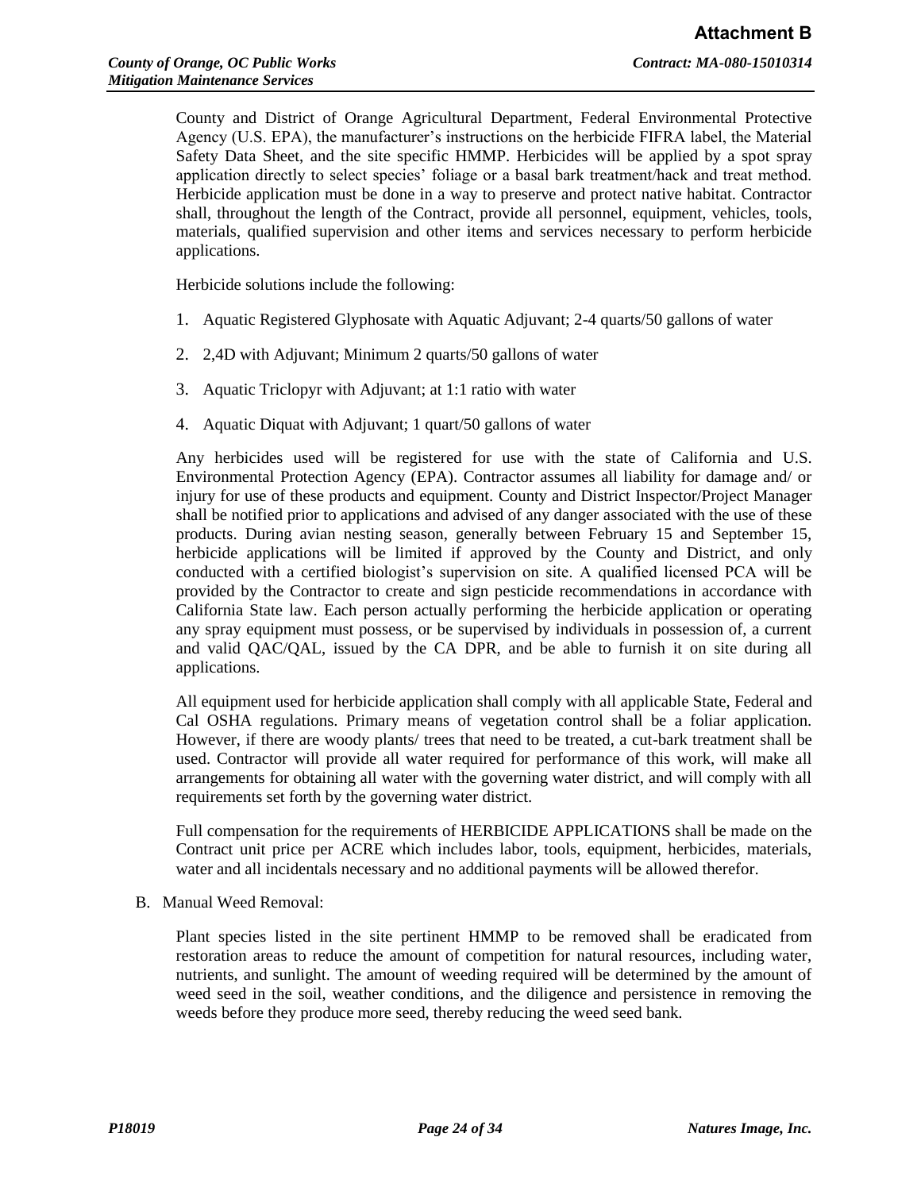County and District of Orange Agricultural Department, Federal Environmental Protective Agency (U.S. EPA), the manufacturer's instructions on the herbicide FIFRA label, the Material Safety Data Sheet, and the site specific HMMP. Herbicides will be applied by a spot spray application directly to select species' foliage or a basal bark treatment/hack and treat method. Herbicide application must be done in a way to preserve and protect native habitat. Contractor shall, throughout the length of the Contract, provide all personnel, equipment, vehicles, tools, materials, qualified supervision and other items and services necessary to perform herbicide applications.

Herbicide solutions include the following:

1. Aquatic Registered Glyphosate with Aquatic Adjuvant; 2-4 quarts/50 gallons of water
2. 2,4D with Adjuvant; Minimum 2 quarts/50 gallons of water
3. Aquatic Triclopyr with Adjuvant; at 1:1 ratio with water
4. Aquatic Diquat with Adjuvant; 1 quart/50 gallons of water

Any herbicides used will be registered for use with the state of California and U.S. Environmental Protection Agency (EPA). Contractor assumes all liability for damage and/ or injury for use of these products and equipment. County and District Inspector/Project Manager shall be notified prior to applications and advised of any danger associated with the use of these products. During avian nesting season, generally between February 15 and September 15, herbicide applications will be limited if approved by the County and District, and only conducted with a certified biologist's supervision on site. A qualified licensed PCA will be provided by the Contractor to create and sign pesticide recommendations in accordance with California State law. Each person actually performing the herbicide application or operating any spray equipment must possess, or be supervised by individuals in possession of, a current and valid QAC/QAL, issued by the CA DPR, and be able to furnish it on site during all applications.

All equipment used for herbicide application shall comply with all applicable State, Federal and Cal OSHA regulations. Primary means of vegetation control shall be a foliar application. However, if there are woody plants/ trees that need to be treated, a cut-bark treatment shall be used. Contractor will provide all water required for performance of this work, will make all arrangements for obtaining all water with the governing water district, and will comply with all requirements set forth by the governing water district.

Full compensation for the requirements of HERBICIDE APPLICATIONS shall be made on the Contract unit price per ACRE which includes labor, tools, equipment, herbicides, materials, water and all incidentals necessary and no additional payments will be allowed therefor.

B. Manual Weed Removal:

Plant species listed in the site pertinent HMMP to be removed shall be eradicated from restoration areas to reduce the amount of competition for natural resources, including water, nutrients, and sunlight. The amount of weeding required will be determined by the amount of weed seed in the soil, weather conditions, and the diligence and persistence in removing the weeds before they produce more seed, thereby reducing the weed seed bank.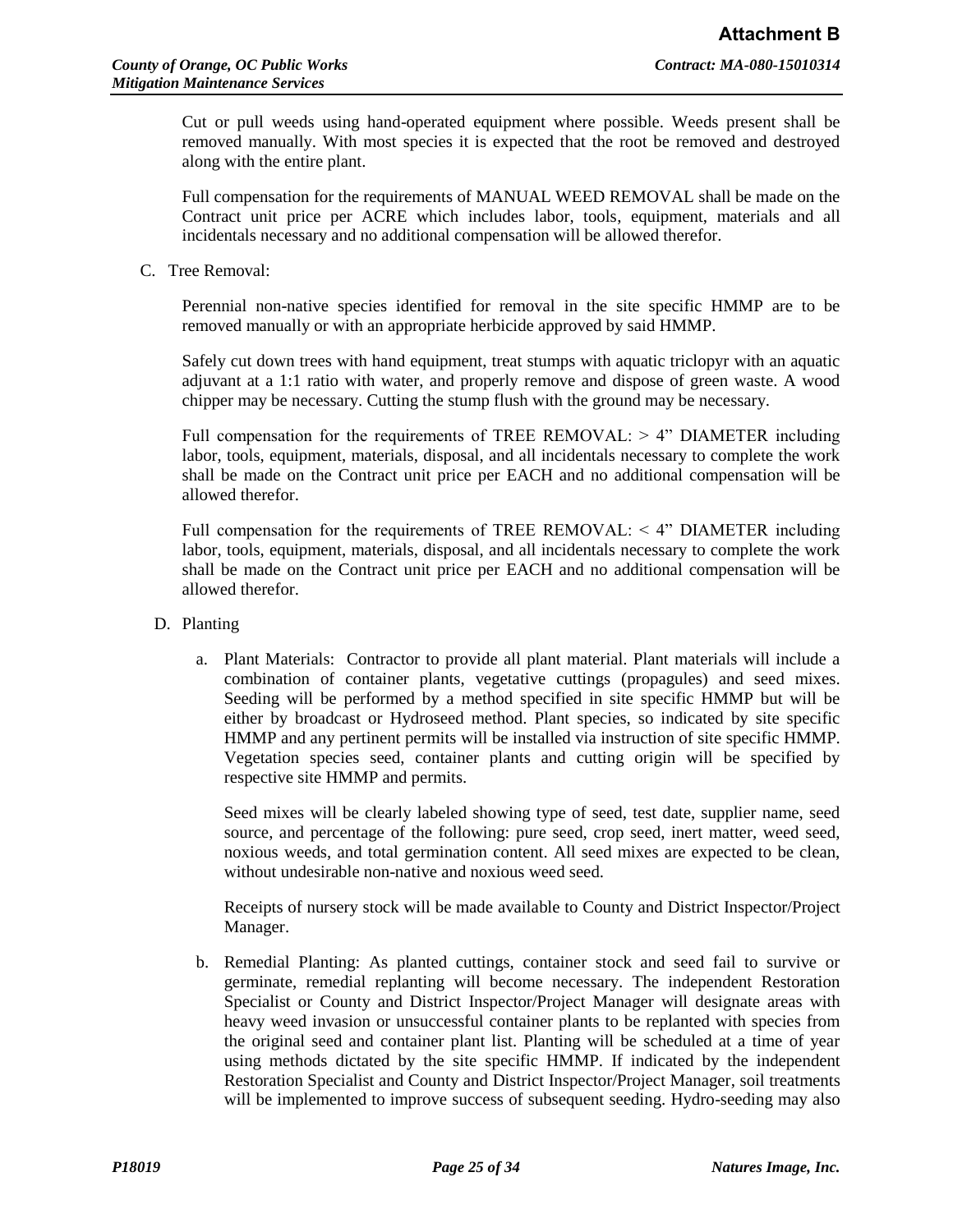Cut or pull weeds using hand-operated equipment where possible. Weeds present shall be removed manually. With most species it is expected that the root be removed and destroyed along with the entire plant.

Full compensation for the requirements of MANUAL WEED REMOVAL shall be made on the Contract unit price per ACRE which includes labor, tools, equipment, materials and all incidentals necessary and no additional compensation will be allowed therefor.

C. Tree Removal:

Perennial non-native species identified for removal in the site specific HMMP are to be removed manually or with an appropriate herbicide approved by said HMMP.

Safely cut down trees with hand equipment, treat stumps with aquatic triclopyr with an aquatic adjuvant at a 1:1 ratio with water, and properly remove and dispose of green waste. A wood chipper may be necessary. Cutting the stump flush with the ground may be necessary.

Full compensation for the requirements of TREE REMOVAL: > 4" DIAMETER including labor, tools, equipment, materials, disposal, and all incidentals necessary to complete the work shall be made on the Contract unit price per EACH and no additional compensation will be allowed therefor.

Full compensation for the requirements of TREE REMOVAL: < 4" DIAMETER including labor, tools, equipment, materials, disposal, and all incidentals necessary to complete the work shall be made on the Contract unit price per EACH and no additional compensation will be allowed therefor.

D. Planting

a. Plant Materials: Contractor to provide all plant material. Plant materials will include a combination of container plants, vegetative cuttings (propagules) and seed mixes. Seeding will be performed by a method specified in site specific HMMP but will be either by broadcast or Hydroseed method. Plant species, so indicated by site specific HMMP and any pertinent permits will be installed via instruction of site specific HMMP. Vegetation species seed, container plants and cutting origin will be specified by respective site HMMP and permits.

Seed mixes will be clearly labeled showing type of seed, test date, supplier name, seed source, and percentage of the following: pure seed, crop seed, inert matter, weed seed, noxious weeds, and total germination content. All seed mixes are expected to be clean, without undesirable non-native and noxious weed seed.

Receipts of nursery stock will be made available to County and District Inspector/Project Manager.

b. Remedial Planting: As planted cuttings, container stock and seed fail to survive or germinate, remedial replanting will become necessary. The independent Restoration Specialist or County and District Inspector/Project Manager will designate areas with heavy weed invasion or unsuccessful container plants to be replanted with species from the original seed and container plant list. Planting will be scheduled at a time of year using methods dictated by the site specific HMMP. If indicated by the independent Restoration Specialist and County and District Inspector/Project Manager, soil treatments will be implemented to improve success of subsequent seeding. Hydro-seeding may also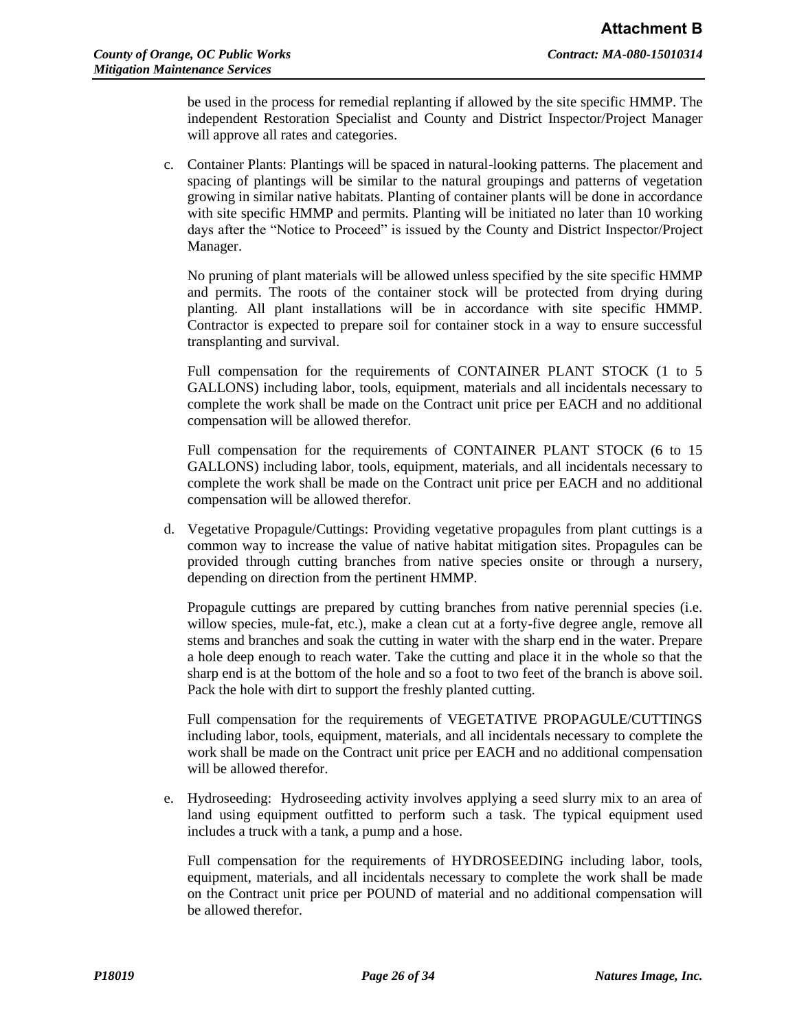be used in the process for remedial replanting if allowed by the site specific HMMP. The independent Restoration Specialist and County and District Inspector/Project Manager will approve all rates and categories.

c. Container Plants: Plantings will be spaced in natural-looking patterns. The placement and spacing of plantings will be similar to the natural groupings and patterns of vegetation growing in similar native habitats. Planting of container plants will be done in accordance with site specific HMMP and permits. Planting will be initiated no later than 10 working days after the "Notice to Proceed" is issued by the County and District Inspector/Project Manager.

   No pruning of plant materials will be allowed unless specified by the site specific HMMP and permits. The roots of the container stock will be protected from drying during planting. All plant installations will be in accordance with site specific HMMP. Contractor is expected to prepare soil for container stock in a way to ensure successful transplanting and survival.

   Full compensation for the requirements of CONTAINER PLANT STOCK (1 to 5 GALLONS) including labor, tools, equipment, materials and all incidentals necessary to complete the work shall be made on the Contract unit price per EACH and no additional compensation will be allowed therefor.

   Full compensation for the requirements of CONTAINER PLANT STOCK (6 to 15 GALLONS) including labor, tools, equipment, materials, and all incidentals necessary to complete the work shall be made on the Contract unit price per EACH and no additional compensation will be allowed therefor.

d. Vegetative Propagule/Cuttings: Providing vegetative propagules from plant cuttings is a common way to increase the value of native habitat mitigation sites. Propagules can be provided through cutting branches from native species onsite or through a nursery, depending on direction from the pertinent HMMP.

   Propagule cuttings are prepared by cutting branches from native perennial species (i.e. willow species, mule-fat, etc.), make a clean cut at a forty-five degree angle, remove all stems and branches and soak the cutting in water with the sharp end in the water. Prepare a hole deep enough to reach water. Take the cutting and place it in the whole so that the sharp end is at the bottom of the hole and so a foot to two feet of the branch is above soil. Pack the hole with dirt to support the freshly planted cutting.

   Full compensation for the requirements of VEGETATIVE PROPAGULE/CUTTINGS including labor, tools, equipment, materials, and all incidentals necessary to complete the work shall be made on the Contract unit price per EACH and no additional compensation will be allowed therefor.

e. Hydroseeding: Hydroseeding activity involves applying a seed slurry mix to an area of land using equipment outfitted to perform such a task. The typical equipment used includes a truck with a tank, a pump and a hose.

   Full compensation for the requirements of HYDROSEEDING including labor, tools, equipment, materials, and all incidentals necessary to complete the work shall be made on the Contract unit price per POUND of material and no additional compensation will be allowed therefor.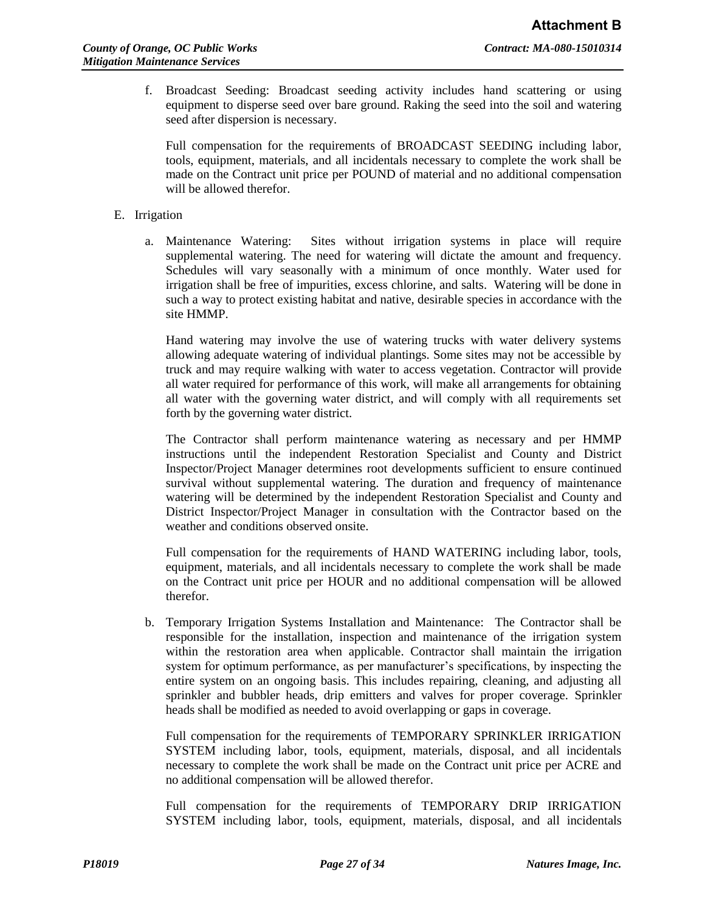f. Broadcast Seeding: Broadcast seeding activity includes hand scattering or using equipment to disperse seed over bare ground. Raking the seed into the soil and watering seed after dispersion is necessary.

   Full compensation for the requirements of BROADCAST SEEDING including labor, tools, equipment, materials, and all incidentals necessary to complete the work shall be made on the Contract unit price per POUND of material and no additional compensation will be allowed therefor.

E. Irrigation

   a. Maintenance Watering: Sites without irrigation systems in place will require supplemental watering. The need for watering will dictate the amount and frequency. Schedules will vary seasonally with a minimum of once monthly. Water used for irrigation shall be free of impurities, excess chlorine, and salts. Watering will be done in such a way to protect existing habitat and native, desirable species in accordance with the site HMMP.

      Hand watering may involve the use of watering trucks with water delivery systems allowing adequate watering of individual plantings. Some sites may not be accessible by truck and may require walking with water to access vegetation. Contractor will provide all water required for performance of this work, will make all arrangements for obtaining all water with the governing water district, and will comply with all requirements set forth by the governing water district.

      The Contractor shall perform maintenance watering as necessary and per HMMP instructions until the independent Restoration Specialist and County and District Inspector/Project Manager determines root developments sufficient to ensure continued survival without supplemental watering. The duration and frequency of maintenance watering will be determined by the independent Restoration Specialist and County and District Inspector/Project Manager in consultation with the Contractor based on the weather and conditions observed onsite.

      Full compensation for the requirements of HAND WATERING including labor, tools, equipment, materials, and all incidentals necessary to complete the work shall be made on the Contract unit price per HOUR and no additional compensation will be allowed therefor.

   b. Temporary Irrigation Systems Installation and Maintenance: The Contractor shall be responsible for the installation, inspection and maintenance of the irrigation system within the restoration area when applicable. Contractor shall maintain the irrigation system for optimum performance, as per manufacturer's specifications, by inspecting the entire system on an ongoing basis. This includes repairing, cleaning, and adjusting all sprinkler and bubbler heads, drip emitters and valves for proper coverage. Sprinkler heads shall be modified as needed to avoid overlapping or gaps in coverage.

      Full compensation for the requirements of TEMPORARY SPRINKLER IRRIGATION SYSTEM including labor, tools, equipment, materials, disposal, and all incidentals necessary to complete the work shall be made on the Contract unit price per ACRE and no additional compensation will be allowed therefor.

      Full compensation for the requirements of TEMPORARY DRIP IRRIGATION SYSTEM including labor, tools, equipment, materials, disposal, and all incidentals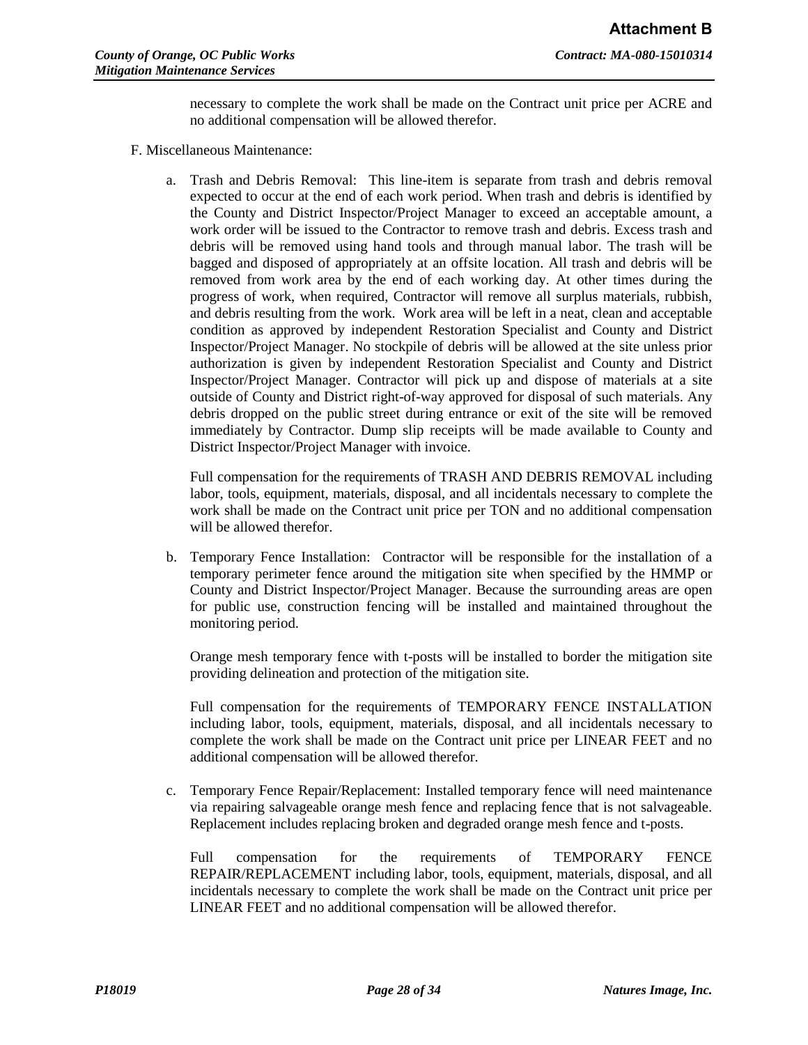necessary to complete the work shall be made on the Contract unit price per ACRE and no additional compensation will be allowed therefor.

F. Miscellaneous Maintenance:

a. Trash and Debris Removal: This line-item is separate from trash and debris removal expected to occur at the end of each work period. When trash and debris is identified by the County and District Inspector/Project Manager to exceed an acceptable amount, a work order will be issued to the Contractor to remove trash and debris. Excess trash and debris will be removed using hand tools and through manual labor. The trash will be bagged and disposed of appropriately at an offsite location. All trash and debris will be removed from work area by the end of each working day. At other times during the progress of work, when required, Contractor will remove all surplus materials, rubbish, and debris resulting from the work. Work area will be left in a neat, clean and acceptable condition as approved by independent Restoration Specialist and County and District Inspector/Project Manager. No stockpile of debris will be allowed at the site unless prior authorization is given by independent Restoration Specialist and County and District Inspector/Project Manager. Contractor will pick up and dispose of materials at a site outside of County and District right-of-way approved for disposal of such materials. Any debris dropped on the public street during entrance or exit of the site will be removed immediately by Contractor. Dump slip receipts will be made available to County and District Inspector/Project Manager with invoice.

   Full compensation for the requirements of TRASH AND DEBRIS REMOVAL including labor, tools, equipment, materials, disposal, and all incidentals necessary to complete the work shall be made on the Contract unit price per TON and no additional compensation will be allowed therefor.

b. Temporary Fence Installation: Contractor will be responsible for the installation of a temporary perimeter fence around the mitigation site when specified by the HMMP or County and District Inspector/Project Manager. Because the surrounding areas are open for public use, construction fencing will be installed and maintained throughout the monitoring period.

   Orange mesh temporary fence with t-posts will be installed to border the mitigation site providing delineation and protection of the mitigation site.

   Full compensation for the requirements of TEMPORARY FENCE INSTALLATION including labor, tools, equipment, materials, disposal, and all incidentals necessary to complete the work shall be made on the Contract unit price per LINEAR FEET and no additional compensation will be allowed therefor.

c. Temporary Fence Repair/Replacement: Installed temporary fence will need maintenance via repairing salvageable orange mesh fence and replacing fence that is not salvageable. Replacement includes replacing broken and degraded orange mesh fence and t-posts.

   Full compensation for the requirements of TEMPORARY FENCE REPAIR/REPLACEMENT including labor, tools, equipment, materials, disposal, and all incidentals necessary to complete the work shall be made on the Contract unit price per LINEAR FEET and no additional compensation will be allowed therefor.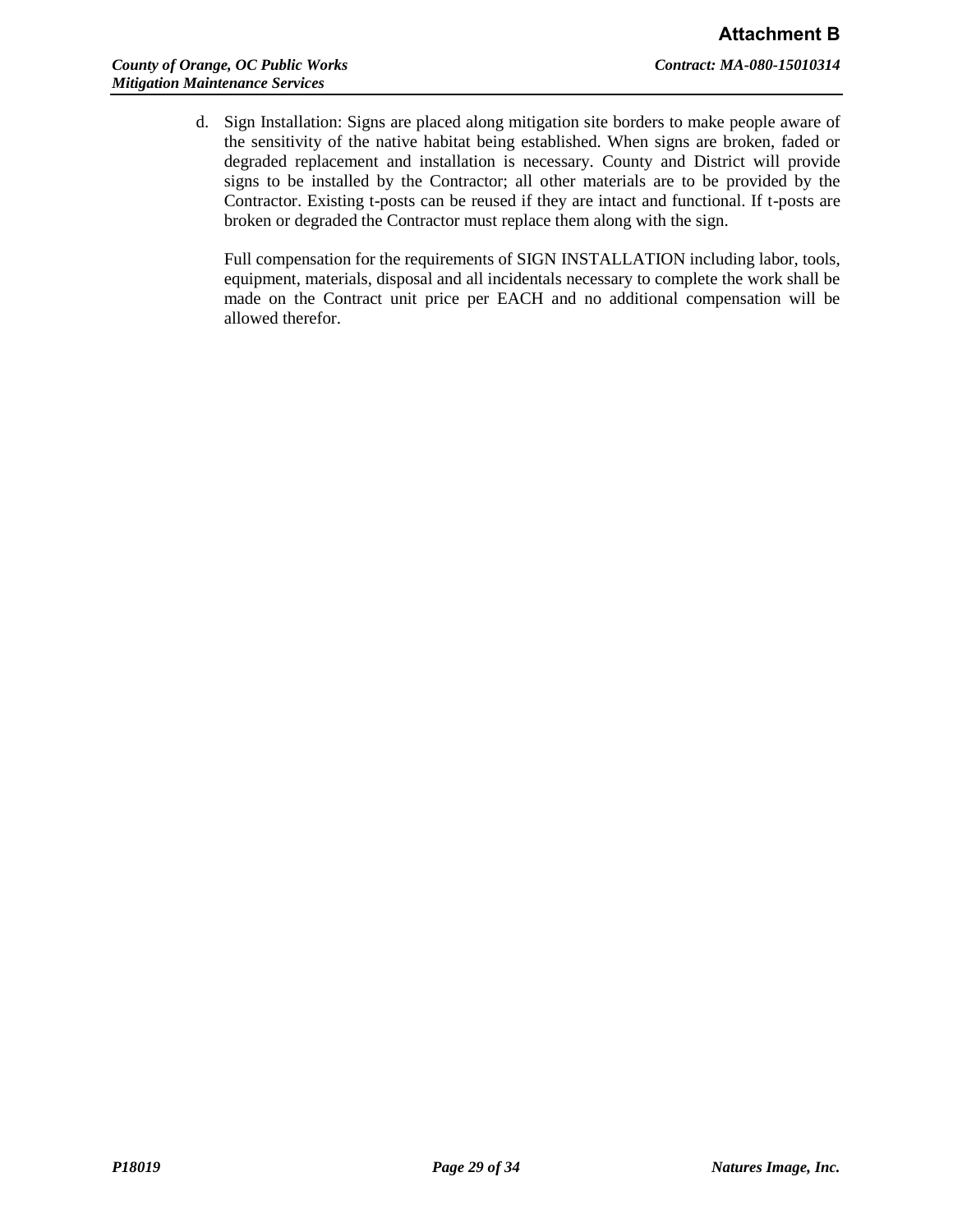d. Sign Installation: Signs are placed along mitigation site borders to make people aware of the sensitivity of the native habitat being established. When signs are broken, faded or degraded replacement and installation is necessary. County and District will provide signs to be installed by the Contractor; all other materials are to be provided by the Contractor. Existing t-posts can be reused if they are intact and functional. If t-posts are broken or degraded the Contractor must replace them along with the sign.

   Full compensation for the requirements of SIGN INSTALLATION including labor, tools, equipment, materials, disposal and all incidentals necessary to complete the work shall be made on the Contract unit price per EACH and no additional compensation will be allowed therefor.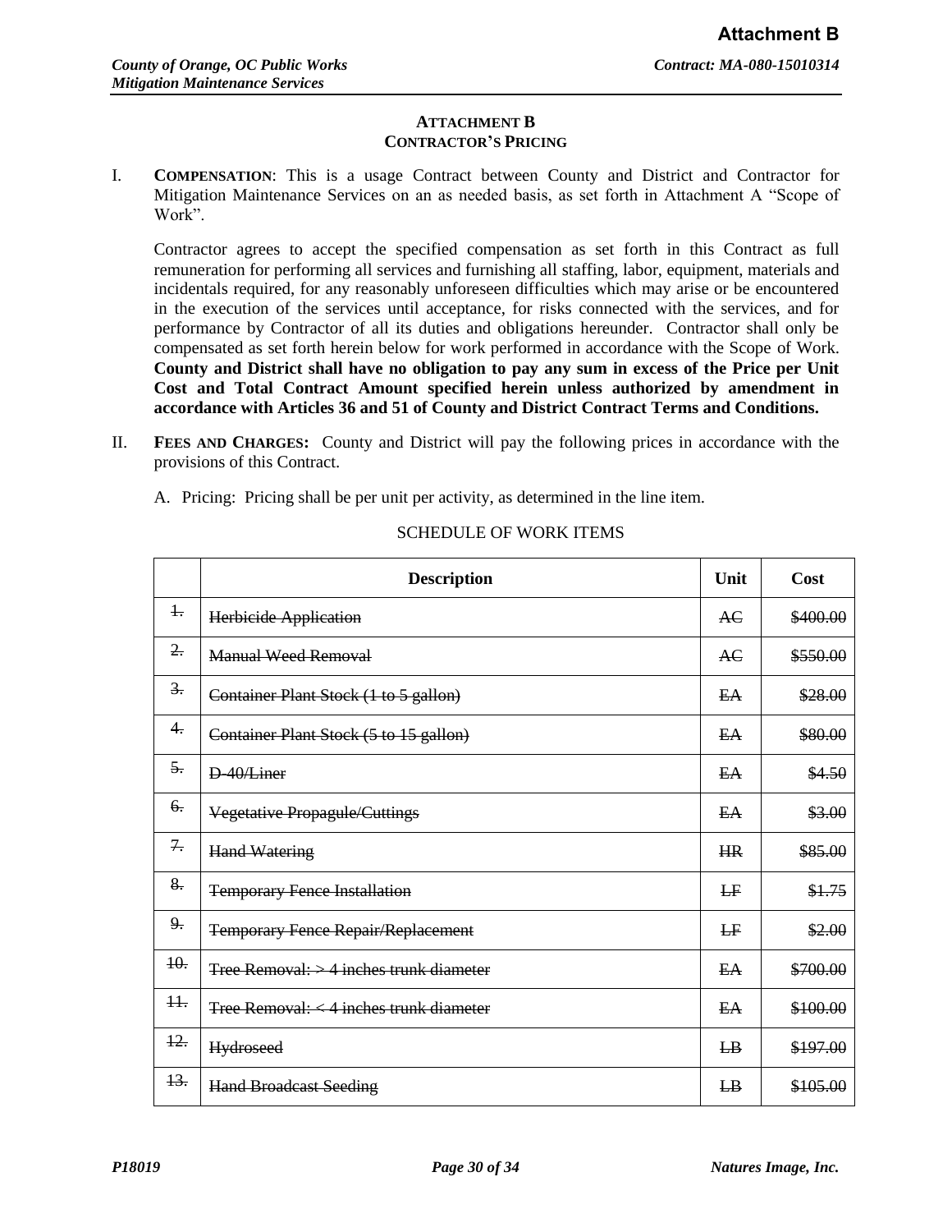# ATTACHMENT B
## CONTRACTOR'S PRICING

I. **COMPENSATION**: This is a usage Contract between County and District and Contractor for Mitigation Maintenance Services on an as needed basis, as set forth in Attachment A "Scope of Work".

Contractor agrees to accept the specified compensation as set forth in this Contract as full remuneration for performing all services and furnishing all staffing, labor, equipment, materials and incidentals required, for any reasonably unforeseen difficulties which may arise or be encountered in the execution of the services until acceptance, for risks connected with the services, and for performance by Contractor of all its duties and obligations hereunder. Contractor shall only be compensated as set forth herein below for work performed in accordance with the Scope of Work. **County and District shall have no obligation to pay any sum in excess of the Price per Unit Cost and Total Contract Amount specified herein unless authorized by amendment in accordance with Articles 36 and 51 of County and District Contract Terms and Conditions.**

II. **FEES AND CHARGES:** County and District will pay the following prices in accordance with the provisions of this Contract.

A. Pricing: Pricing shall be per unit per activity, as determined in the line item.

SCHEDULE OF WORK ITEMS

| | Description | Unit | Cost |
|---|---|---|---|
| ~~1.~~ | ~~Herbicide Application~~ | ~~AC~~ | ~~$400.00~~ |
| ~~2.~~ | ~~Manual Weed Removal~~ | ~~AC~~ | ~~$550.00~~ |
| ~~3.~~ | ~~Container Plant Stock (1 to 5 gallon)~~ | ~~EA~~ | ~~$28.00~~ |
| ~~4.~~ | ~~Container Plant Stock (5 to 15 gallon)~~ | ~~EA~~ | ~~$80.00~~ |
| ~~5.~~ | ~~D-40/Liner~~ | ~~EA~~ | ~~$4.50~~ |
| ~~6.~~ | ~~Vegetative Propagule/Cuttings~~ | ~~EA~~ | ~~$3.00~~ |
| ~~7.~~ | ~~Hand Watering~~ | ~~HR~~ | ~~$85.00~~ |
| ~~8.~~ | ~~Temporary Fence Installation~~ | ~~LF~~ | ~~$1.75~~ |
| ~~9.~~ | ~~Temporary Fence Repair/Replacement~~ | ~~LF~~ | ~~$2.00~~ |
| ~~10.~~ | ~~Tree Removal: > 4 inches trunk diameter~~ | ~~EA~~ | ~~$700.00~~ |
| ~~11.~~ | ~~Tree Removal: < 4 inches trunk diameter~~ | ~~EA~~ | ~~$100.00~~ |
| ~~12.~~ | ~~Hydroseed~~ | ~~LB~~ | ~~$197.00~~ |
| ~~13.~~ | ~~Hand Broadcast Seeding~~ | ~~LB~~ | ~~$105.00~~ |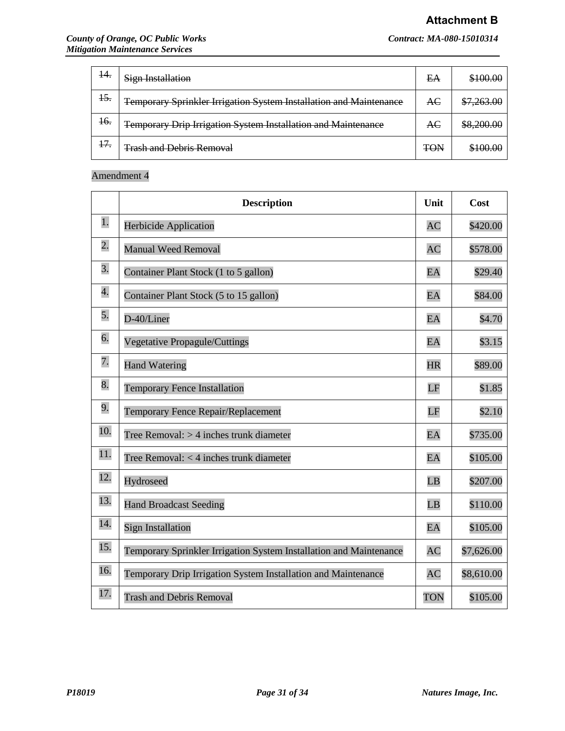| | | | |
|---|---|---|---|
| ~~14.~~ | ~~Sign Installation~~ | ~~EA~~ | ~~$100.00~~ |
| ~~15.~~ | ~~Temporary Sprinkler Irrigation System Installation and Maintenance~~ | ~~AC~~ | ~~$7,263.00~~ |
| ~~16.~~ | ~~Temporary Drip Irrigation System Installation and Maintenance~~ | ~~AC~~ | ~~$8,200.00~~ |
| ~~17.~~ | ~~Trash and Debris Removal~~ | ~~TON~~ | ~~$100.00~~ |

Amendment 4

| | Description | Unit | Cost |
|---|---|---|---|
| 1. | Herbicide Application | AC | $420.00 |
| 2. | Manual Weed Removal | AC | $578.00 |
| 3. | Container Plant Stock (1 to 5 gallon) | EA | $29.40 |
| 4. | Container Plant Stock (5 to 15 gallon) | EA | $84.00 |
| 5. | D-40/Liner | EA | $4.70 |
| 6. | Vegetative Propagule/Cuttings | EA | $3.15 |
| 7. | Hand Watering | HR | $89.00 |
| 8. | Temporary Fence Installation | LF | $1.85 |
| 9. | Temporary Fence Repair/Replacement | LF | $2.10 |
| 10. | Tree Removal: > 4 inches trunk diameter | EA | $735.00 |
| 11. | Tree Removal: < 4 inches trunk diameter | EA | $105.00 |
| 12. | Hydroseed | LB | $207.00 |
| 13. | Hand Broadcast Seeding | LB | $110.00 |
| 14. | Sign Installation | EA | $105.00 |
| 15. | Temporary Sprinkler Irrigation System Installation and Maintenance | AC | $7,626.00 |
| 16. | Temporary Drip Irrigation System Installation and Maintenance | AC | $8,610.00 |
| 17. | Trash and Debris Removal | TON | $105.00 |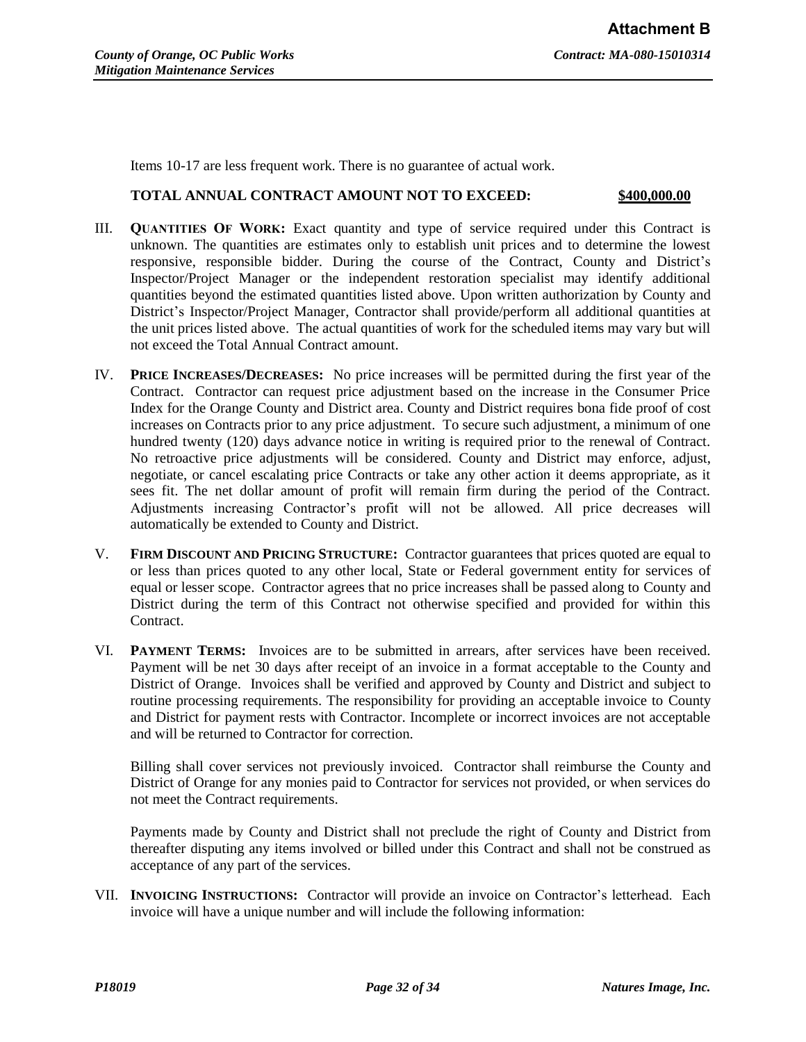Items 10-17 are less frequent work. There is no guarantee of actual work.

**TOTAL ANNUAL CONTRACT AMOUNT NOT TO EXCEED: <u>$400,000.00</u>**

III. **QUANTITIES OF WORK:** Exact quantity and type of service required under this Contract is unknown. The quantities are estimates only to establish unit prices and to determine the lowest responsive, responsible bidder. During the course of the Contract, County and District's Inspector/Project Manager or the independent restoration specialist may identify additional quantities beyond the estimated quantities listed above. Upon written authorization by County and District's Inspector/Project Manager, Contractor shall provide/perform all additional quantities at the unit prices listed above. The actual quantities of work for the scheduled items may vary but will not exceed the Total Annual Contract amount.

IV. **PRICE INCREASES/DECREASES:** No price increases will be permitted during the first year of the Contract. Contractor can request price adjustment based on the increase in the Consumer Price Index for the Orange County and District area. County and District requires bona fide proof of cost increases on Contracts prior to any price adjustment. To secure such adjustment, a minimum of one hundred twenty (120) days advance notice in writing is required prior to the renewal of Contract. No retroactive price adjustments will be considered. County and District may enforce, adjust, negotiate, or cancel escalating price Contracts or take any other action it deems appropriate, as it sees fit. The net dollar amount of profit will remain firm during the period of the Contract. Adjustments increasing Contractor's profit will not be allowed. All price decreases will automatically be extended to County and District.

V. **FIRM DISCOUNT AND PRICING STRUCTURE:** Contractor guarantees that prices quoted are equal to or less than prices quoted to any other local, State or Federal government entity for services of equal or lesser scope. Contractor agrees that no price increases shall be passed along to County and District during the term of this Contract not otherwise specified and provided for within this Contract.

VI. **PAYMENT TERMS:** Invoices are to be submitted in arrears, after services have been received. Payment will be net 30 days after receipt of an invoice in a format acceptable to the County and District of Orange. Invoices shall be verified and approved by County and District and subject to routine processing requirements. The responsibility for providing an acceptable invoice to County and District for payment rests with Contractor. Incomplete or incorrect invoices are not acceptable and will be returned to Contractor for correction.

Billing shall cover services not previously invoiced. Contractor shall reimburse the County and District of Orange for any monies paid to Contractor for services not provided, or when services do not meet the Contract requirements.

Payments made by County and District shall not preclude the right of County and District from thereafter disputing any items involved or billed under this Contract and shall not be construed as acceptance of any part of the services.

VII. **INVOICING INSTRUCTIONS:** Contractor will provide an invoice on Contractor's letterhead. Each invoice will have a unique number and will include the following information: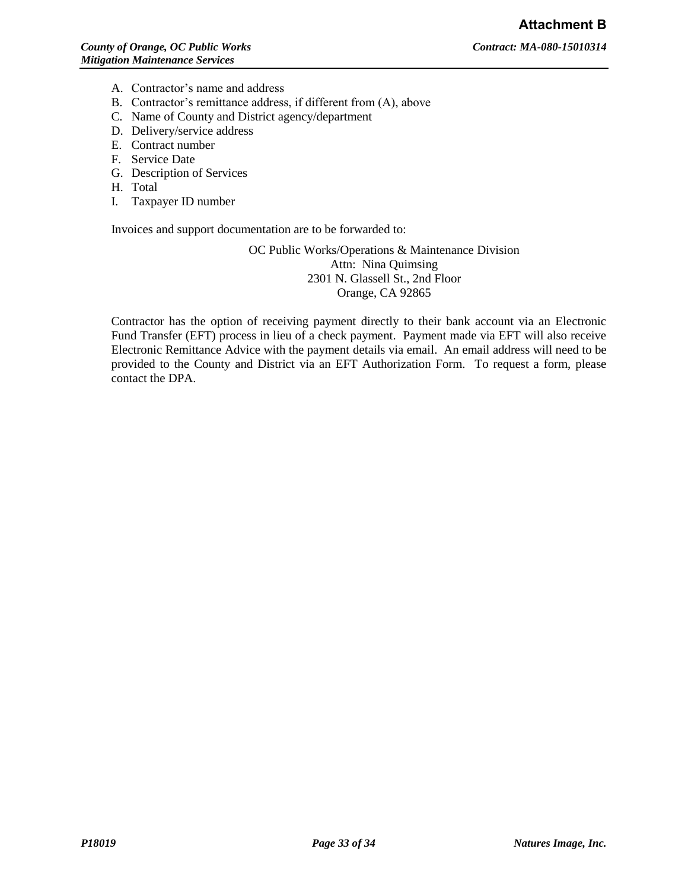A. Contractor's name and address
B. Contractor's remittance address, if different from (A), above
C. Name of County and District agency/department
D. Delivery/service address
E. Contract number
F. Service Date
G. Description of Services
H. Total
I. Taxpayer ID number

Invoices and support documentation are to be forwarded to:

OC Public Works/Operations & Maintenance Division
Attn: Nina Quimsing
2301 N. Glassell St., 2nd Floor
Orange, CA 92865

Contractor has the option of receiving payment directly to their bank account via an Electronic Fund Transfer (EFT) process in lieu of a check payment. Payment made via EFT will also receive Electronic Remittance Advice with the payment details via email. An email address will need to be provided to the County and District via an EFT Authorization Form. To request a form, please contact the DPA.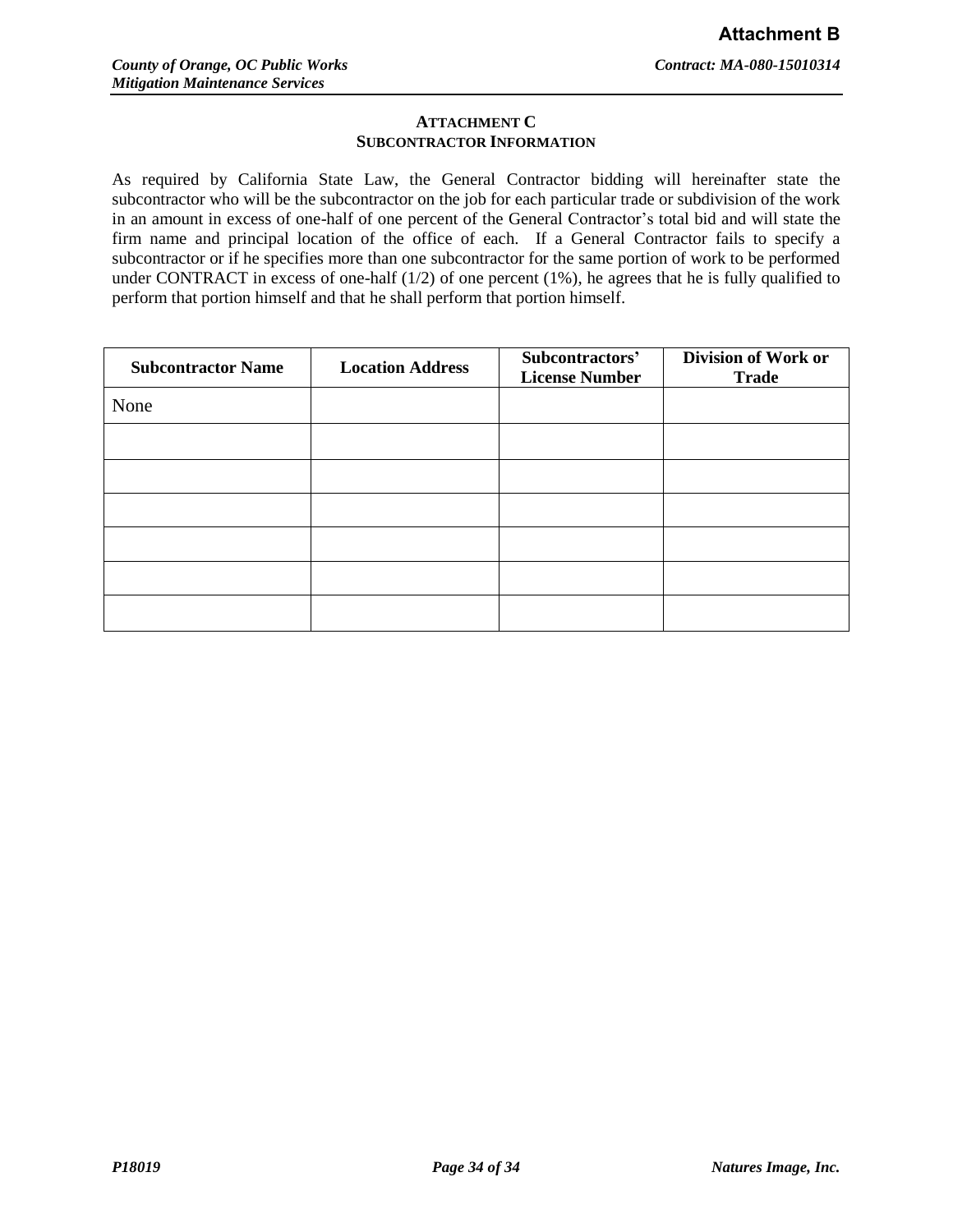# ATTACHMENT C
## SUBCONTRACTOR INFORMATION

As required by California State Law, the General Contractor bidding will hereinafter state the subcontractor who will be the subcontractor on the job for each particular trade or subdivision of the work in an amount in excess of one-half of one percent of the General Contractor's total bid and will state the firm name and principal location of the office of each. If a General Contractor fails to specify a subcontractor or if he specifies more than one subcontractor for the same portion of work to be performed under CONTRACT in excess of one-half (1/2) of one percent (1%), he agrees that he is fully qualified to perform that portion himself and that he shall perform that portion himself.

| Subcontractor Name | Location Address | Subcontractors' License Number | Division of Work or Trade |
|---|---|---|---|
| None | | | |
| | | | |
| | | | |
| | | | |
| | | | |
| | | | |
| | | | |